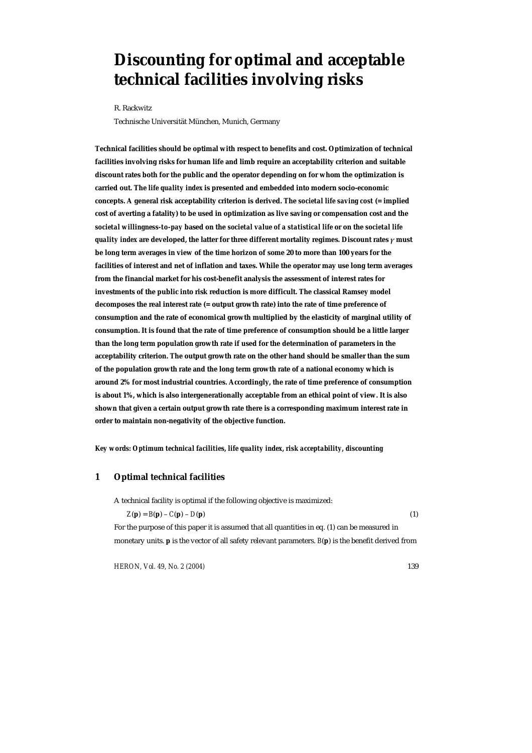# Discounting for optimal and acceptable technical facilities involving risks

R. Rackwitz

Technische Universität München, Munich, Germany

**Technical facilities should be optimal with respect to benefits and cost. Optimization of technical facilities involving risks for human life and limb require an acceptability criterion and suitable discount rates both for the public and the operator depending on for whom the optimization is carried out. The *life quality index* is presented and embedded into modern socio-economic concepts. A general risk acceptability criterion is derived. The *societal life saving cost* (= implied cost of averting a fatality) to be used in optimization as live saving or compensation cost and the *societal willingness-to-pay* based on the *societal value of a statistical life* or on the *societal life quality index* are developed, the latter for three different mortality regimes. Discount rates $\gamma$ must be long term averages in view of the time horizon of some 20 to more than 100 years for the facilities of interest and net of inflation and taxes. While the operator may use long term averages from the financial market for his cost-benefit analysis the assessment of interest rates for investments of the public into risk reduction is more difficult. The classical Ramsey model decomposes the real interest rate (= output growth rate) into the rate of time preference of consumption and the rate of economical growth multiplied by the elasticity of marginal utility of consumption. It is found that the rate of time preference of consumption should be a little larger than the long term population growth rate if used for the determination of parameters in the acceptability criterion. The output growth rate on the other hand should be smaller than the sum of the population growth rate and the long term growth rate of a national economy which is around 2% for most industrial countries. Accordingly, the rate of time preference of consumption is about 1%, which is also intergenerationally acceptable from an ethical point of view. It is also shown that given a certain output growth rate there is a corresponding maximum interest rate in order to maintain non-negativity of the objective function.**

***Key words: Optimum technical facilities, life quality index, risk acceptability, discounting***

## 1 Optimal technical facilities

A technical facility is optimal if the following objective is maximized:

$$Z(\mathbf{p}) = B(\mathbf{p}) - C(\mathbf{p}) - D(\mathbf{p}) \tag{1}$$

For the purpose of this paper it is assumed that all quantities in eq. (1) can be measured in monetary units. $\mathbf{p}$ is the vector of all safety relevant parameters. $B(\mathbf{p})$ is the benefit derived from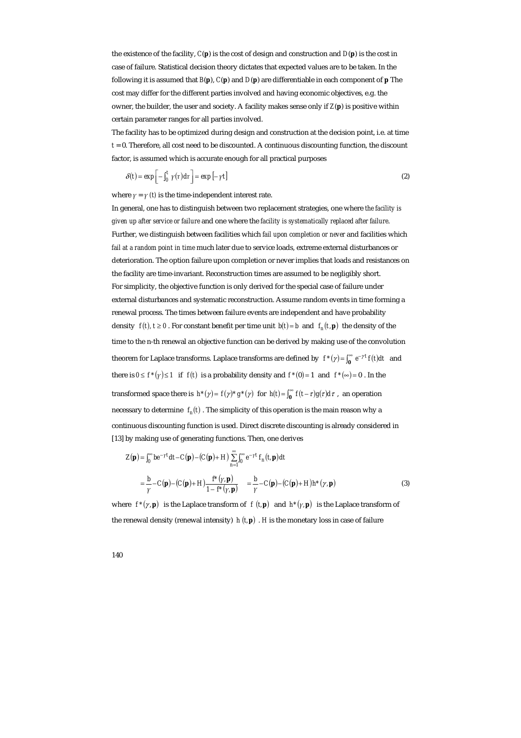the existence of the facility, $C(\mathbf{p})$ is the cost of design and construction and $D(\mathbf{p})$ is the cost in case of failure. Statistical decision theory dictates that expected values are to be taken. In the following it is assumed that $B(\mathbf{p})$, $C(\mathbf{p})$ and $D(\mathbf{p})$ are differentiable in each component of $\mathbf{p}$ The cost may differ for the different parties involved and having economic objectives, e.g. the owner, the builder, the user and society. A facility makes sense only if $Z(\mathbf{p})$ is positive within certain parameter ranges for all parties involved.

The facility has to be optimized during design and construction at the decision point, i.e. at time $t = 0$. Therefore, all cost need to be discounted. A continuous discounting function, the discount factor, is assumed which is accurate enough for all practical purposes

$$\delta(t) = \exp\left[-\int_0^t \gamma(\tau)d\tau\right] = \exp[-\gamma t] \tag{2}$$

where $\gamma = \gamma(t)$ is the time-independent interest rate.

In general, one has to distinguish between two replacement strategies, one where *the facility is given up after service or failure* and one where the *facility is systematically replaced after failure*. Further, we distinguish between facilities which *fail upon completion or never* and facilities which *fail at a random point in time* much later due to service loads, extreme external disturbances or deterioration. The option failure upon completion or never implies that loads and resistances on the facility are time-invariant. Reconstruction times are assumed to be negligibly short.

For simplicity, the objective function is only derived for the special case of failure under external disturbances and systematic reconstruction. Assume random events in time forming a renewal process. The times between failure events are independent and have probability density $f(t), t \geq 0$. For constant benefit per time unit $b(t) = b$ and $f_n(t, \mathbf{p})$ the density of the time to the n-th renewal an objective function can be derived by making use of the convolution theorem for Laplace transforms. Laplace transforms are defined by $f^*(\gamma) = \int_0^\infty e^{-\gamma t} f(t)dt$ and there is $0 \leq f^*(\gamma) \leq 1$ if $f(t)$ is a probability density and $f^*(0) = 1$ and $f^*(\infty) = 0$. In the transformed space there is $h^*(\gamma) = f(\gamma)^* g^*(\gamma)$ for $h(t) = \int_0^\infty f(t-\tau)g(\tau)d\tau$, an operation necessary to determine $f_n(t)$. The simplicity of this operation is the main reason why a continuous discounting function is used. Direct discrete discounting is already considered in [13] by making use of generating functions. Then, one derives

$$Z(\mathbf{p}) = \int_0^\infty b e^{-\gamma t} dt - C(\mathbf{p}) - (C(\mathbf{p}) + H)\sum_{n=1}^{\infty}\int_0^\infty e^{-\gamma t} f_n(t, \mathbf{p})dt$$

$$= \frac{b}{\gamma} - C(\mathbf{p}) - (C(\mathbf{p}) + H)\frac{f^*(\gamma, \mathbf{p})}{1 - f^*(\gamma, \mathbf{p})} \quad = \frac{b}{\gamma} - C(\mathbf{p}) - (C(\mathbf{p}) + H)h^*(\gamma, \mathbf{p}) \tag{3}$$

where $f^*(\gamma, \mathbf{p})$ is the Laplace transform of $f(t, \mathbf{p})$ and $h^*(\gamma, \mathbf{p})$ is the Laplace transform of the renewal density (renewal intensity) $h(t, \mathbf{p})$. $H$ is the monetary loss in case of failure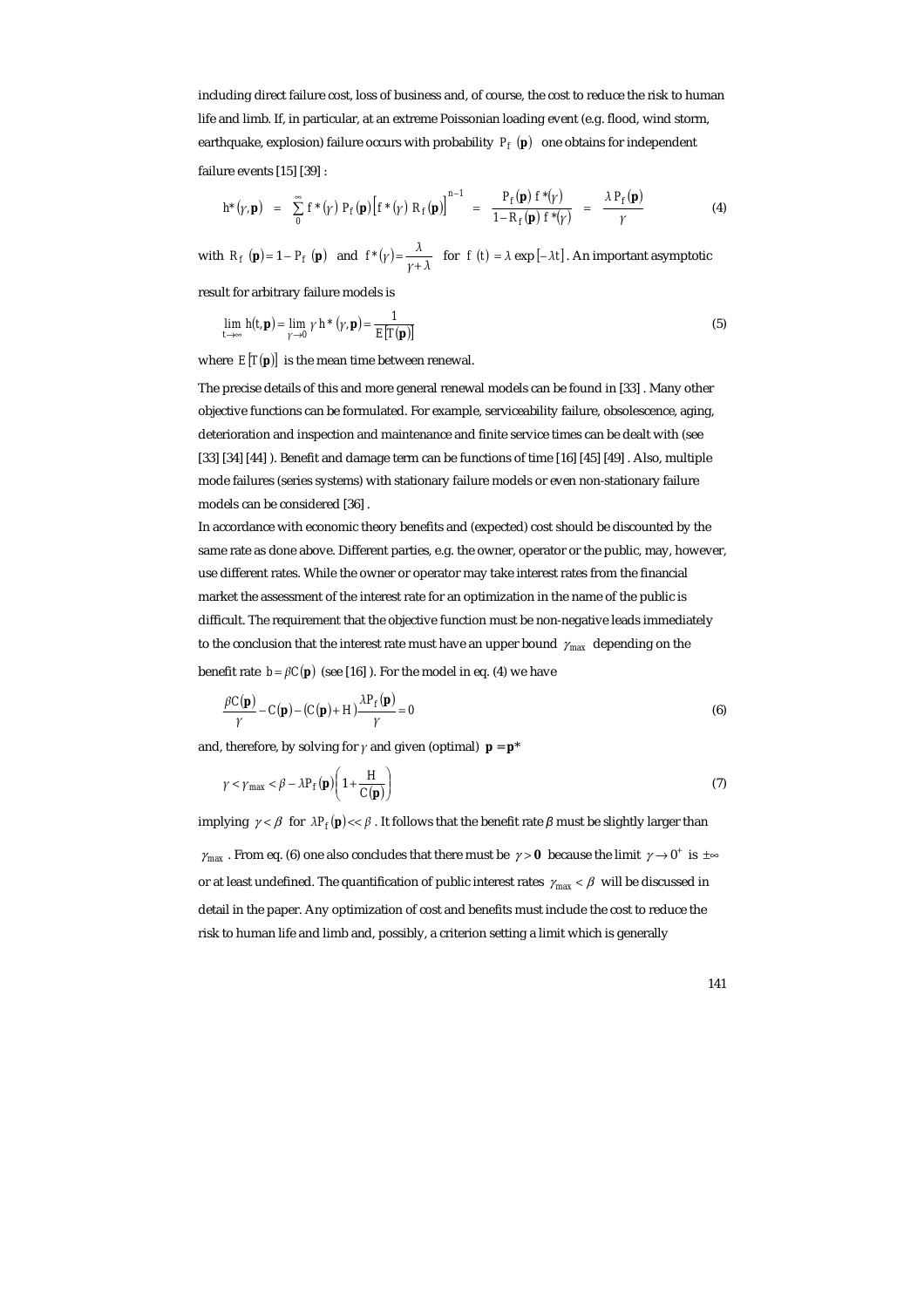including direct failure cost, loss of business and, of course, the cost to reduce the risk to human life and limb. If, in particular, at an extreme Poissonian loading event (e.g. flood, wind storm, earthquake, explosion) failure occurs with probability $P_f(\mathbf{p})$ one obtains for independent failure events [15] [39] :

$$h^*(\gamma,\mathbf{p}) = \sum_0^{\infty} f^*(\gamma)\, P_f(\mathbf{p}) \left[f^*(\gamma)\, R_f(\mathbf{p})\right]^{n-1} = \frac{P_f(\mathbf{p})\, f^*(\gamma)}{1 - R_f(\mathbf{p})\, f^*(\gamma)} = \frac{\lambda\, P_f(\mathbf{p})}{\gamma} \tag{4}$$

with $R_f(\mathbf{p}) = 1 - P_f(\mathbf{p})$ and $f^*(\gamma) = \frac{\lambda}{\gamma + \lambda}$ for $f(t) = \lambda \exp[-\lambda t]$. An important asymptotic result for arbitrary failure models is

$$\lim_{t \to \infty} h(t,\mathbf{p}) = \lim_{\gamma \to 0} \gamma\, h^*(\gamma,\mathbf{p}) = \frac{1}{E[T(\mathbf{p})]} \tag{5}$$

where $E[T(\mathbf{p})]$ is the mean time between renewal.

The precise details of this and more general renewal models can be found in [33] . Many other objective functions can be formulated. For example, serviceability failure, obsolescence, aging, deterioration and inspection and maintenance and finite service times can be dealt with (see [33] [34] [44] ). Benefit and damage term can be functions of time [16] [45] [49] . Also, multiple mode failures (series systems) with stationary failure models or even non-stationary failure models can be considered [36] .

In accordance with economic theory benefits and (expected) cost should be discounted by the same rate as done above. Different parties, e.g. the owner, operator or the public, may, however, use different rates. While the owner or operator may take interest rates from the financial market the assessment of the interest rate for an optimization in the name of the public is difficult. The requirement that the objective function must be non-negative leads immediately to the conclusion that the interest rate must have an upper bound $\gamma_{max}$ depending on the benefit rate $b = \beta C(\mathbf{p})$ (see [16] ). For the model in eq. (4) we have

$$\frac{\beta C(\mathbf{p})}{\gamma} - C(\mathbf{p}) - (C(\mathbf{p}) + H)\frac{\lambda P_f(\mathbf{p})}{\gamma} = 0 \tag{6}$$

and, therefore, by solving for $\gamma$ and given (optimal) $\mathbf{p} = \mathbf{p}^*$

$$\gamma < \gamma_{max} < \beta - \lambda P_f(\mathbf{p})\left(1 + \frac{H}{C(\mathbf{p})}\right) \tag{7}$$

implying $\gamma < \beta$ for $\lambda P_f(\mathbf{p}) << \beta$ . It follows that the benefit rate $\beta$ must be slightly larger than $\gamma_{max}$ . From eq. (6) one also concludes that there must be $\gamma > \mathbf{0}$ because the limit $\gamma \to 0^+$ is $\pm\infty$ or at least undefined. The quantification of public interest rates $\gamma_{max} < \beta$ will be discussed in detail in the paper. Any optimization of cost and benefits must include the cost to reduce the risk to human life and limb and, possibly, a criterion setting a limit which is generally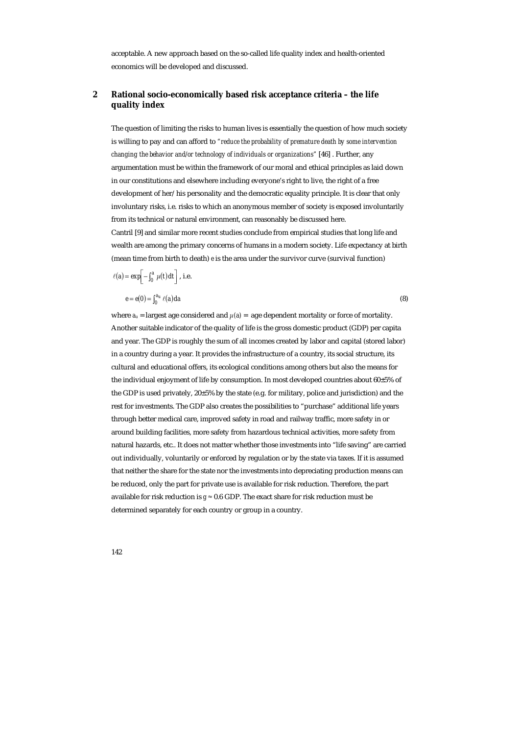acceptable. A new approach based on the so-called life quality index and health-oriented economics will be developed and discussed.

## 2 Rational socio-economically based risk acceptance criteria – the life quality index

The question of limiting the risks to human lives is essentially the question of how much society is willing to pay and can afford to *"reduce the probability of premature death by some intervention changing the behavior and/or technology of individuals or organizations"* [46] . Further, any argumentation must be within the framework of our moral and ethical principles as laid down in our constitutions and elsewhere including everyone's right to live, the right of a free development of her/his personality and the democratic equality principle. It is clear that only involuntary risks, i.e. risks to which an anonymous member of society is exposed involuntarily from its technical or natural environment, can reasonably be discussed here.

Cantril [9] and similar more recent studies conclude from empirical studies that long life and wealth are among the primary concerns of humans in a modern society. Life expectancy at birth (mean time from birth to death) $e$ is the area under the survivor curve (survival function)

$\ell(a) = \exp\left[-\int_0^a \mu(t)\,dt\right]$ , i.e.

$$e = e(0) = \int_0^{a_u} \ell(a)\,da \tag{8}$$

where $a_u$ = largest age considered and $\mu(a)$ = age dependent mortality or force of mortality. Another suitable indicator of the quality of life is the gross domestic product (GDP) per capita and year. The GDP is roughly the sum of all incomes created by labor and capital (stored labor) in a country during a year. It provides the infrastructure of a country, its social structure, its cultural and educational offers, its ecological conditions among others but also the means for the individual enjoyment of life by consumption. In most developed countries about 60±5% of the GDP is used privately, 20±5% by the state (e.g. for military, police and jurisdiction) and the rest for investments. The GDP also creates the possibilities to "purchase" additional life years through better medical care, improved safety in road and railway traffic, more safety in or around building facilities, more safety from hazardous technical activities, more safety from natural hazards, etc.. It does not matter whether those investments into "life saving" are carried out individually, voluntarily or enforced by regulation or by the state via taxes. If it is assumed that neither the share for the state nor the investments into depreciating production means can be reduced, only the part for private use is available for risk reduction. Therefore, the part available for risk reduction is $g \approx 0.6$ GDP. The exact share for risk reduction must be determined separately for each country or group in a country.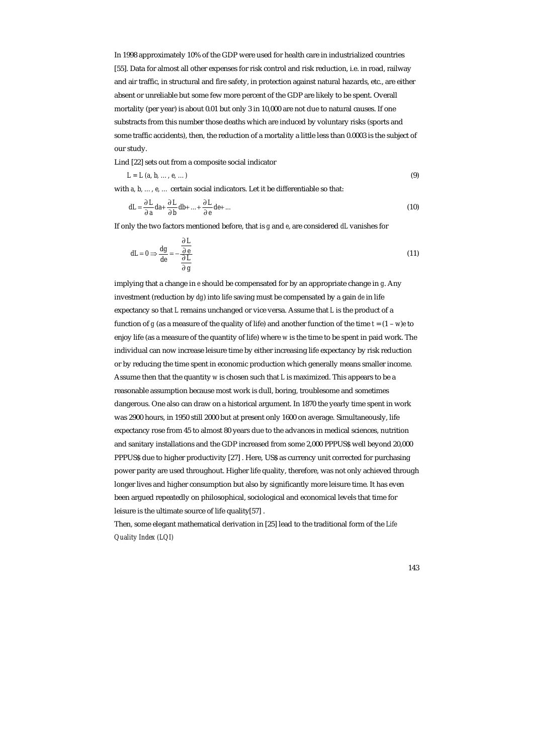In 1998 approximately 10% of the GDP were used for health care in industrialized countries [55]. Data for almost all other expenses for risk control and risk reduction, i.e. in road, railway and air traffic, in structural and fire safety, in protection against natural hazards, etc., are either absent or unreliable but some few more percent of the GDP are likely to be spent. Overall mortality (per year) is about 0.01 but only 3 in 10,000 are not due to natural causes. If one substracts from this number those deaths which are induced by voluntary risks (sports and some traffic accidents), then, the reduction of a mortality a little less than 0.0003 is the subject of our study.

Lind [22] sets out from a composite social indicator

$$L = L\,(a, b, \ldots, e, \ldots) \tag{9}$$

with $a, b, \ldots, e, \ldots$ certain social indicators. Let it be differentiable so that:

$$dL = \frac{\partial L}{\partial a}da + \frac{\partial L}{\partial b}db + \ldots + \frac{\partial L}{\partial e}de + \ldots \tag{10}$$

If only the two factors mentioned before, that is $g$ and $e$, are considered $dL$ vanishes for

$$dL = 0 \Rightarrow \frac{dg}{de} = -\frac{\dfrac{\partial L}{\partial e}}{\dfrac{\partial L}{\partial g}} \tag{11}$$

implying that a change in $e$ should be compensated for by an appropriate change in $g$. Any investment (reduction by $dg$) into life saving must be compensated by a gain $de$ in life expectancy so that $L$ remains unchanged or vice versa. Assume that $L$ is the product of a function of $g$ (as a measure of the quality of life) and another function of the time $t = (1 - w)e$ to enjoy life (as a measure of the quantity of life) where $w$ is the time to be spent in paid work. The individual can now increase leisure time by either increasing life expectancy by risk reduction or by reducing the time spent in economic production which generally means smaller income. Assume then that the quantity $w$ is chosen such that $L$ is maximized. This appears to be a reasonable assumption because most work is dull, boring, troublesome and sometimes dangerous. One also can draw on a historical argument. In 1870 the yearly time spent in work was 2900 hours, in 1950 still 2000 but at present only 1600 on average. Simultaneously, life expectancy rose from 45 to almost 80 years due to the advances in medical sciences, nutrition and sanitary installations and the GDP increased from some 2,000 PPPUS$ well beyond 20,000 PPPUS$ due to higher productivity [27] . Here, US$ as currency unit corrected for purchasing power parity are used throughout. Higher life quality, therefore, was not only achieved through longer lives and higher consumption but also by significantly more leisure time. It has even been argued repeatedly on philosophical, sociological and economical levels that time for leisure is the ultimate source of life quality[57] .

Then, some elegant mathematical derivation in [25] lead to the traditional form of the *Life Quality Index (LQI)*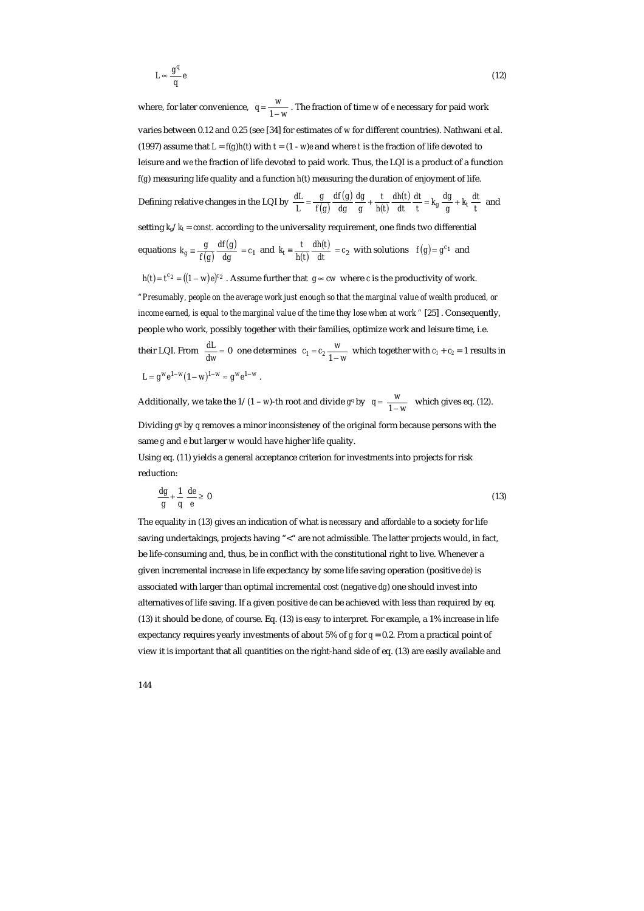$$L \propto \frac{g^q}{q} e \tag{12}$$

where, for later convenience, $q = \frac{w}{1-w}$. The fraction of time $w$ of $e$ necessary for paid work varies between 0.12 and 0.25 (see [34] for estimates of $w$ for different countries). Nathwani et al. (1997) assume that $L = f(g)h(t)$ with $t = (1 - w)e$ and where $t$ is the fraction of life devoted to leisure and $we$ the fraction of life devoted to paid work. Thus, the LQI is a product of a function $f(g)$ measuring life quality and a function $h(t)$ measuring the duration of enjoyment of life. Defining relative changes in the LQI by $\frac{dL}{L} = \frac{g}{f(g)}\frac{df(g)}{dg}\frac{dg}{g} + \frac{t}{h(t)}\frac{dh(t)}{dt}\frac{dt}{t} = k_g \frac{dg}{g} + k_t \frac{dt}{t}$ and setting $k_g/k_t = const.$ according to the universality requirement, one finds two differential equations $k_g \equiv \frac{g}{f(g)}\frac{df(g)}{dg} = c_1$ and $k_t \equiv \frac{t}{h(t)}\frac{dh(t)}{dt} = c_2$ with solutions $f(g) = g^{c_1}$ and $h(t) = t^{c_2} = ((1-w)e)^{c_2}$. Assume further that $g \propto cw$ where $c$ is the productivity of work. "*Presumably, people on the average work just enough so that the marginal value of wealth produced, or income earned, is equal to the marginal value of the time they lose when at work*" [25]. Consequently, people who work, possibly together with their families, optimize work and leisure time, i.e. their LQI. From $\frac{dL}{dw} = 0$ one determines $c_1 = c_2 \frac{w}{1-w}$ which together with $c_1 + c_2 = 1$ results in $L = g^w e^{1-w}(1-w)^{1-w} \approx g^w e^{1-w}$.

Additionally, we take the $1/(1 - w)$-th root and divide $g^q$ by $q = \frac{w}{1-w}$ which gives eq. (12).

Dividing $g^q$ by $q$ removes a minor inconsisteney of the original form because persons with the same $g$ and $e$ but larger $w$ would have higher life quality.

Using eq. (11) yields a general acceptance criterion for investments into projects for risk reduction:

$$\frac{dg}{g} + \frac{1}{q}\frac{de}{e} \geq 0 \tag{13}$$

The equality in (13) gives an indication of what is *necessary* and *affordable* to a society for life saving undertakings, projects having "<" are not admissible. The latter projects would, in fact, be life-consuming and, thus, be in conflict with the constitutional right to live. Whenever a given incremental increase in life expectancy by some life saving operation (positive $de$) is associated with larger than optimal incremental cost (negative $dg$) one should invest into alternatives of life saving. If a given positive $de$ can be achieved with less than required by eq. (13) it should be done, of course. Eq. (13) is easy to interpret. For example, a 1% increase in life expectancy requires yearly investments of about 5% of $g$ for $q = 0.2$. From a practical point of view it is important that all quantities on the right-hand side of eq. (13) are easily available and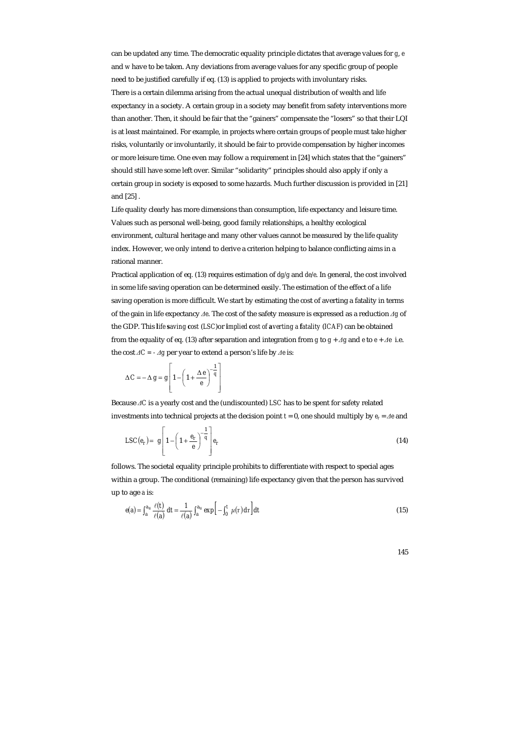can be updated any time. The democratic equality principle dictates that average values for $g$, $e$ and $w$ have to be taken. Any deviations from average values for any specific group of people need to be justified carefully if eq. (13) is applied to projects with involuntary risks.

There is a certain dilemma arising from the actual unequal distribution of wealth and life expectancy in a society. A certain group in a society may benefit from safety interventions more than another. Then, it should be fair that the "gainers" compensate the "losers" so that their LQI is at least maintained. For example, in projects where certain groups of people must take higher risks, voluntarily or involuntarily, it should be fair to provide compensation by higher incomes or more leisure time. One even may follow a requirement in [24] which states that the "gainers" should still have some left over. Similar "solidarity" principles should also apply if only a certain group in society is exposed to some hazards. Much further discussion is provided in [21] and [25] .

Life quality clearly has more dimensions than consumption, life expectancy and leisure time. Values such as personal well-being, good family relationships, a healthy ecological environment, cultural heritage and many other values cannot be measured by the life quality index. However, we only intend to derive a criterion helping to balance conflicting aims in a rational manner.

Practical application of eq. (13) requires estimation of $dg/g$ and $de/e$. In general, the cost involved in some life saving operation can be determined easily. The estimation of the effect of a life saving operation is more difficult. We start by estimating the cost of averting a fatality in terms of the gain in life expectancy $\Delta e$. The cost of the safety measure is expressed as a reduction $\Delta g$ of the GDP. This ***l**ife **s**aving **c**ost (LSC)* or ***i**mplied **c**ost of **a**verting a **f**atality (ICAF)* can be obtained from the equality of eq. (13) after separation and integration from $g$ to $g + \Delta g$ and $e$ to $e + \Delta e$ i.e. the cost $\Delta C = - \Delta g$ per year to extend a person's life by $\Delta e$ is:

$$\Delta C = -\Delta g = g\left[1-\left(1+\frac{\Delta e}{e}\right)^{-\frac{1}{q}}\right]$$

Because $\Delta C$ is a yearly cost and the (undiscounted) $LSC$ has to be spent for safety related investments into technical projects at the decision point $t = 0$, one should multiply by $e_r = \Delta e$ and

$$LSC(e_r) = g\left[1-\left(1+\frac{e_r}{e}\right)^{-\frac{1}{q}}\right]e_r \tag{14}$$

follows. The societal equality principle prohibits to differentiate with respect to special ages within a group. The conditional (remaining) life expectancy given that the person has survived up to age $a$ is:

$$e(a) = \int_a^{a_u} \frac{\ell(t)}{\ell(a)}\,dt = \frac{1}{\ell(a)}\int_a^{a_u} \exp\left[-\int_0^t \mu(\tau)\,d\tau\right]dt \tag{15}$$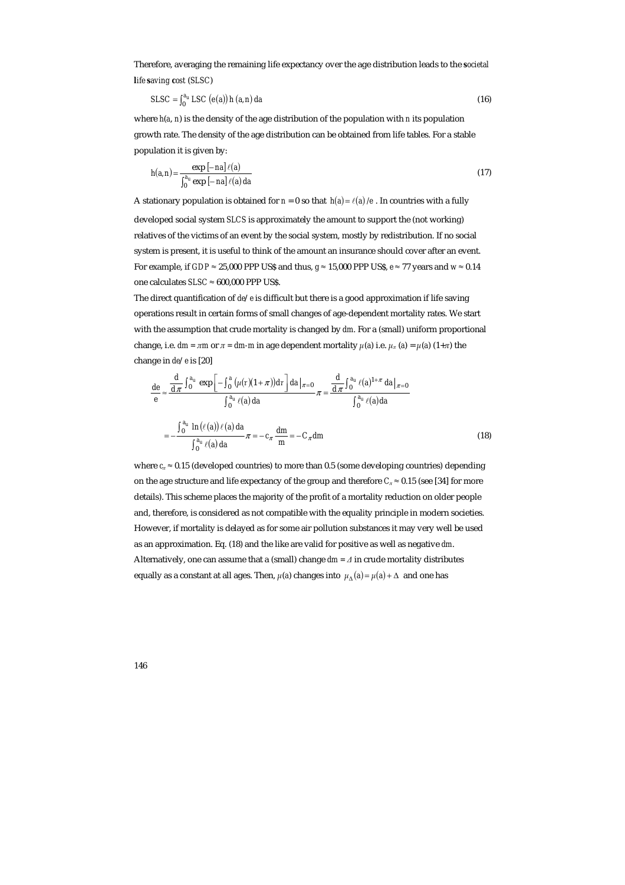Therefore, averaging the remaining life expectancy over the age distribution leads to the **s**ocietal **l**ife **s**aving **c**ost (*SLSC*)

$$SLSC = \int_0^{a_u} LSC\,(e(a))\, h\,(a,n)\, da \tag{16}$$

where $h(a, n)$ is the density of the age distribution of the population with $n$ its population growth rate. The density of the age distribution can be obtained from life tables. For a stable population it is given by:

$$h(a,n) = \frac{\exp[-na]\,\ell(a)}{\int_0^{a_u} \exp[-na]\,\ell(a)\,da} \tag{17}$$

A stationary population is obtained for $n = 0$ so that $h(a) = \ell(a)/e$. In countries with a fully developed social system *SLCS* is approximately the amount to support the (not working) relatives of the victims of an event by the social system, mostly by redistribution. If no social system is present, it is useful to think of the amount an insurance should cover after an event. For example, if $GDP \approx$ 25,000 PPP US\$ and thus, $g \approx$ 15,000 PPP US\$, $e \approx 77$ years and $w \approx 0.14$ one calculates $SLSC \approx$ 600,000 PPP US\$.

The direct quantification of $de/e$ is difficult but there is a good approximation if life saving operations result in certain forms of small changes of age-dependent mortality rates. We start with the assumption that crude mortality is changed by $dm$. For a (small) uniform proportional change, i.e. $dm = \pi m$ or $\pi = dm \cdot m$ in age dependent mortality $\mu(a)$ i.e. $\mu_\pi(a) = \mu(a)\,(1+\pi)$ the change in $de/e$ is [20]

$$\frac{de}{e} \approx \frac{\frac{d}{d\pi}\int_0^{a_u} \exp\left[-\int_0^a (\mu(\tau)(1+\pi))d\tau\right] da\,\Big|_{\pi=0}}{\int_0^{a_u} \ell(a)\,da}\pi = \frac{\frac{d}{d\pi}\int_0^{a_u} \ell(a)^{1+\pi}\,da\,\Big|_{\pi=0}}{\int_0^{a_u} \ell(a)\,da}$$

$$= -\frac{\int_0^{a_u} \ln(\ell(a))\,\ell(a)\,da}{\int_0^{a_u} \ell(a)\,da}\pi = -c_\pi \frac{dm}{m} = -C_\pi dm \tag{18}$$

where $c_\pi \approx 0.15$ (developed countries) to more than 0.5 (some developing countries) depending on the age structure and life expectancy of the group and therefore $C_\pi \approx 0.15$ (see [34] for more details). This scheme places the majority of the profit of a mortality reduction on older people and, therefore, is considered as not compatible with the equality principle in modern societies. However, if mortality is delayed as for some air pollution substances it may very well be used as an approximation. Eq. (18) and the like are valid for positive as well as negative $dm$. Alternatively, one can assume that a (small) change $dm = \Delta$ in crude mortality distributes equally as a constant at all ages. Then, $\mu(a)$ changes into $\mu_\Delta(a) = \mu(a) + \Delta$ and one has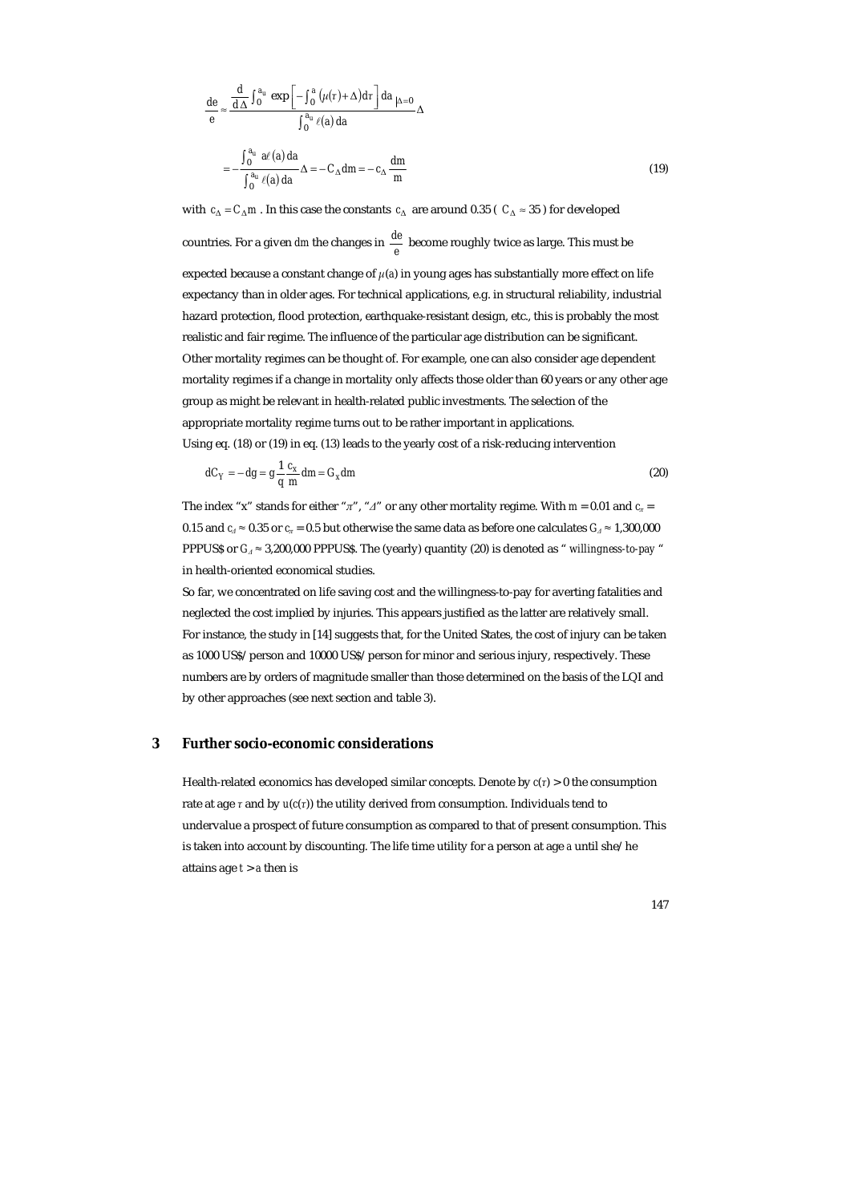$$\frac{de}{e} \approx \frac{\frac{d}{d\Delta}\int_0^{a_u} \exp\left[-\int_0^a \left(\mu(\tau)+\Delta\right)d\tau\right] da_{\,|\Delta=0}}{\int_0^{a_u} \ell(a)\,da}\Delta$$

$$= -\frac{\int_0^{a_u} a\ell(a)\,da}{\int_0^{a_u} \ell(a)\,da}\Delta = -C_\Delta dm = -c_\Delta \frac{dm}{m} \qquad (19)$$

with $c_\Delta = C_\Delta m$. In this case the constants $c_\Delta$ are around 0.35 ($C_\Delta \approx 35$) for developed countries. For a given $dm$ the changes in $\frac{de}{e}$ become roughly twice as large. This must be expected because a constant change of $\mu(a)$ in young ages has substantially more effect on life expectancy than in older ages. For technical applications, e.g. in structural reliability, industrial hazard protection, flood protection, earthquake-resistant design, etc., this is probably the most realistic and fair regime. The influence of the particular age distribution can be significant. Other mortality regimes can be thought of. For example, one can also consider age dependent mortality regimes if a change in mortality only affects those older than 60 years or any other age group as might be relevant in health-related public investments. The selection of the appropriate mortality regime turns out to be rather important in applications.

Using eq. (18) or (19) in eq. (13) leads to the yearly cost of a risk-reducing intervention

$$dC_Y = -dg = g\frac{1}{q}\frac{c_x}{m}dm = G_x dm \qquad (20)$$

The index "x" stands for either "$\pi$", "$\Delta$" or any other mortality regime. With $m = 0.01$ and $c_\pi = 0.15$ and $c_\Delta \approx 0.35$ or $c_\pi = 0.5$ but otherwise the same data as before one calculates $G_\Delta \approx 1{,}300{,}000$ PPPUS\$ or $G_\Delta \approx 3{,}200{,}000$ PPPUS\$. The (yearly) quantity (20) is denoted as "*willingness-to-pay*" in health-oriented economical studies.

So far, we concentrated on life saving cost and the willingness-to-pay for averting fatalities and neglected the cost implied by injuries. This appears justified as the latter are relatively small. For instance, the study in [14] suggests that, for the United States, the cost of injury can be taken as 1000 US\$/person and 10000 US\$/person for minor and serious injury, respectively. These numbers are by orders of magnitude smaller than those determined on the basis of the LQI and by other approaches (see next section and table 3).

## 3 Further socio-economic considerations

Health-related economics has developed similar concepts. Denote by $c(\tau) > 0$ the consumption rate at age $\tau$ and by $u(c(\tau))$ the utility derived from consumption. Individuals tend to undervalue a prospect of future consumption as compared to that of present consumption. This is taken into account by discounting. The life time utility for a person at age $a$ until she/he attains age $t > a$ then is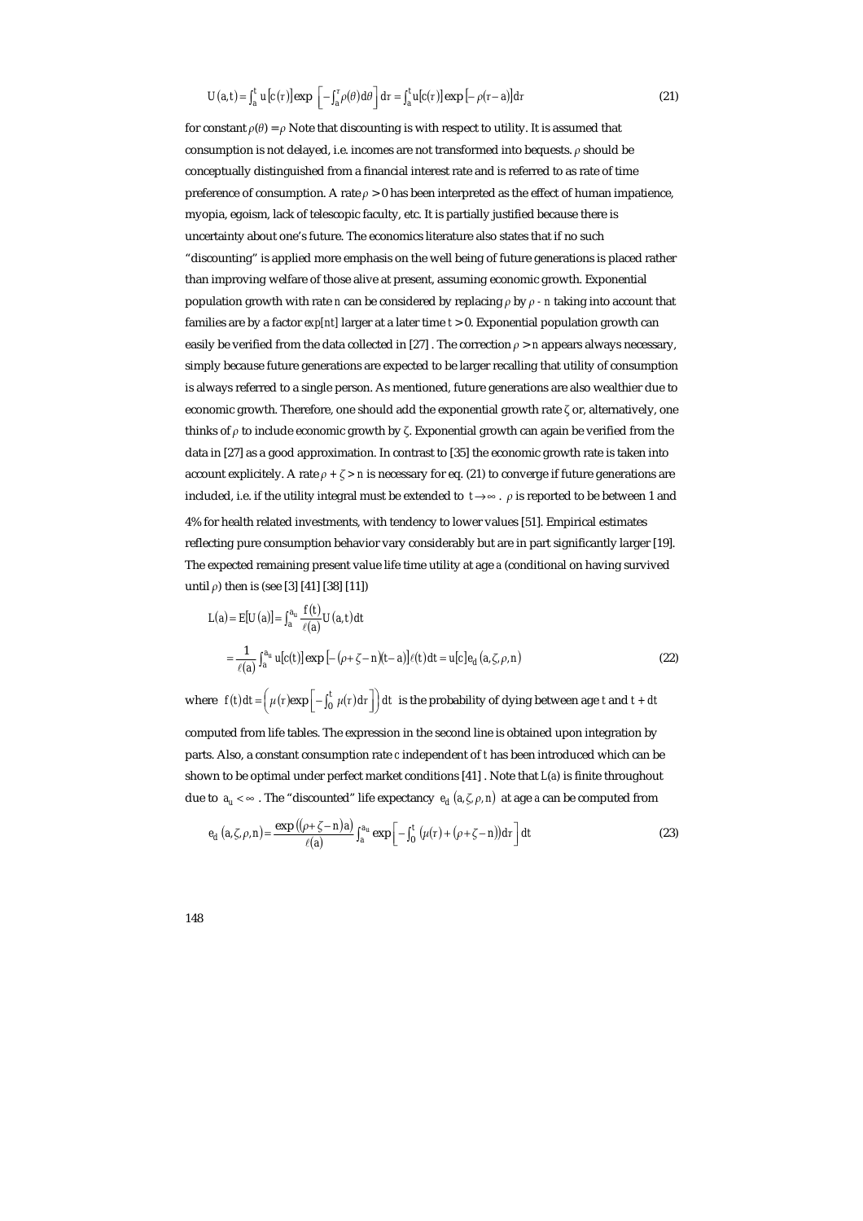$$U(a,t) = \int_a^t u[c(\tau)] \exp\left[-\int_a^\tau \rho(\theta) d\theta\right] d\tau = \int_a^t u[c(\tau)] \exp[-\rho(\tau - a)] d\tau \tag{21}$$

for constant $\rho(\theta) = \rho$ Note that discounting is with respect to utility. It is assumed that consumption is not delayed, i.e. incomes are not transformed into bequests. $\rho$ should be conceptually distinguished from a financial interest rate and is referred to as rate of time preference of consumption. A rate $\rho > 0$ has been interpreted as the effect of human impatience, myopia, egoism, lack of telescopic faculty, etc. It is partially justified because there is uncertainty about one's future. The economics literature also states that if no such "discounting" is applied more emphasis on the well being of future generations is placed rather than improving welfare of those alive at present, assuming economic growth. Exponential population growth with rate $n$ can be considered by replacing $\rho$ by $\rho$ - $n$ taking into account that families are by a factor $exp[nt]$ larger at a later time $t > 0$. Exponential population growth can easily be verified from the data collected in [27] . The correction $\rho > n$ appears always necessary, simply because future generations are expected to be larger recalling that utility of consumption is always referred to a single person. As mentioned, future generations are also wealthier due to economic growth. Therefore, one should add the exponential growth rate $\zeta$ or, alternatively, one thinks of $\rho$ to include economic growth by $\zeta$. Exponential growth can again be verified from the data in [27] as a good approximation. In contrast to [35] the economic growth rate is taken into account explicitely. A rate $\rho + \zeta > n$ is necessary for eq. (21) to converge if future generations are included, i.e. if the utility integral must be extended to $t \to \infty$ . $\rho$ is reported to be between 1 and 4% for health related investments, with tendency to lower values [51]. Empirical estimates reflecting pure consumption behavior vary considerably but are in part significantly larger [19]. The expected remaining present value life time utility at age $a$ (conditional on having survived until $\rho$) then is (see [3] [41] [38] [11])

$$\begin{aligned} L(a) &= E[U(a)] = \int_a^{a_u} \frac{f(t)}{\ell(a)} U(a,t) dt \\ &= \frac{1}{\ell(a)} \int_a^{a_u} u[c(t)] \exp[-(\rho + \zeta - n)(t-a)] \ell(t) dt = u[c] e_d(a, \zeta, \rho, n) \end{aligned} \tag{22}$$

where $f(t)dt = \left(\mu(\tau)\exp\left[-\int_0^t \mu(\tau)d\tau\right]\right) dt$ is the probability of dying between age $t$ and $t + dt$ computed from life tables. The expression in the second line is obtained upon integration by parts. Also, a constant consumption rate $c$ independent of $t$ has been introduced which can be shown to be optimal under perfect market conditions [41] . Note that $L(a)$ is finite throughout due to $a_u < \infty$ . The "discounted" life expectancy $e_d(a,\zeta,\rho,n)$ at age $a$ can be computed from

$$e_d(a,\zeta,\rho,n) = \frac{\exp((\rho+\zeta-n)a)}{\ell(a)} \int_a^{a_u} \exp\left[-\int_0^t (\mu(\tau) + (\rho+\zeta-n)) d\tau\right] dt \tag{23}$$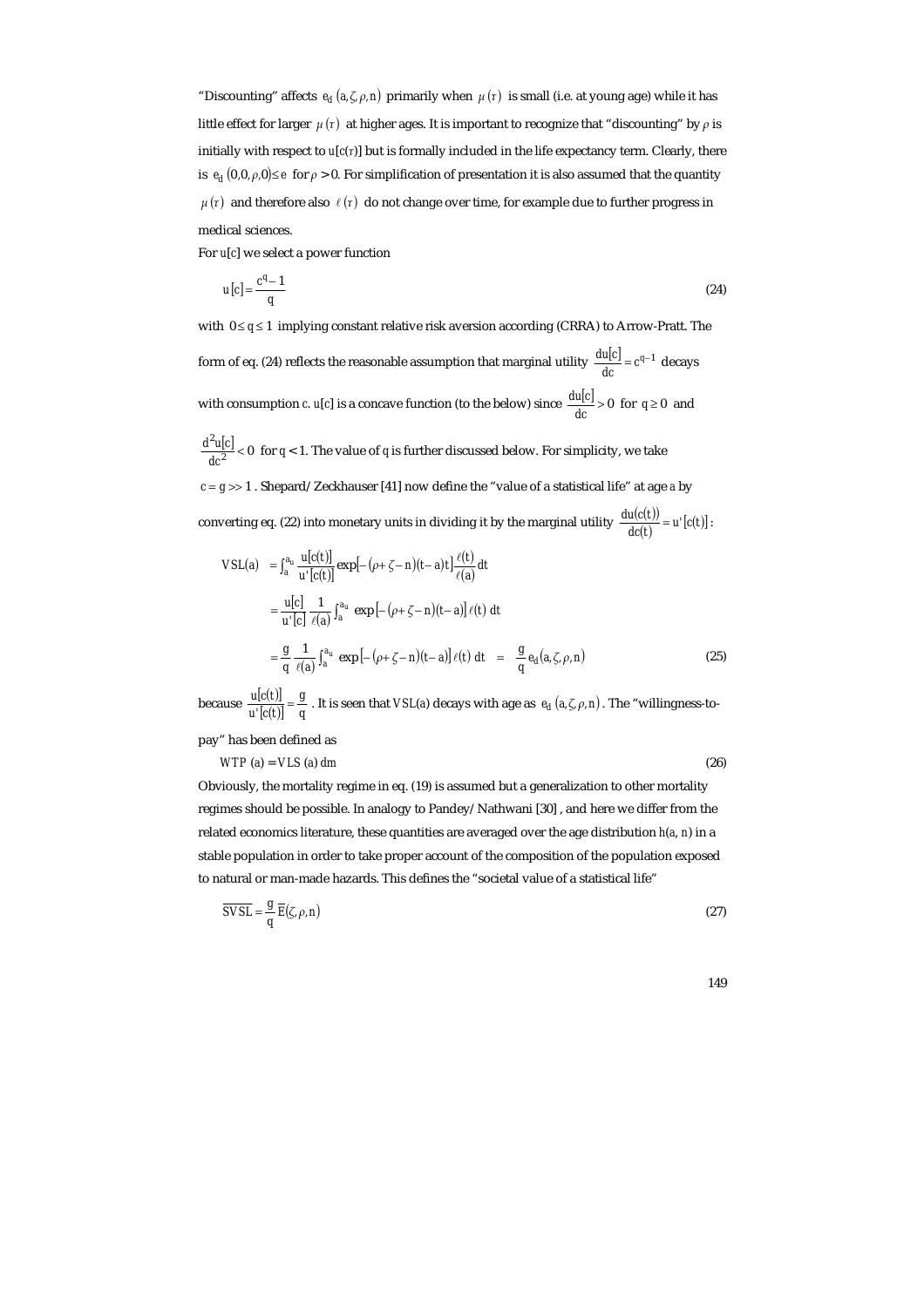"Discounting" affects $e_d(a,\zeta,\rho,n)$ primarily when $\mu(\tau)$ is small (i.e. at young age) while it has little effect for larger $\mu(\tau)$ at higher ages. It is important to recognize that "discounting" by $\rho$ is initially with respect to $u[c(\tau)]$ but is formally included in the life expectancy term. Clearly, there is $e_d(0,0,\rho,0) \le e$ for $\rho > 0$. For simplification of presentation it is also assumed that the quantity $\mu(\tau)$ and therefore also $\ell(\tau)$ do not change over time, for example due to further progress in medical sciences.

For $u[c]$ we select a power function

$$u[c] = \frac{c^q - 1}{q} \tag{24}$$

with $0 \le q \le 1$ implying constant relative risk aversion according (CRRA) to Arrow-Pratt. The form of eq. (24) reflects the reasonable assumption that marginal utility $\frac{du[c]}{dc} = c^{q-1}$ decays with consumption $c$. $u[c]$ is a concave function (to the below) since $\frac{du[c]}{dc} > 0$ for $q \ge 0$ and $\frac{d^2u[c]}{dc^2} < 0$ for $q < 1$. The value of $q$ is further discussed below. For simplicity, we take $c = g >> 1$. Shepard/Zeckhauser [41] now define the "value of a statistical life" at age $a$ by converting eq. (22) into monetary units in dividing it by the marginal utility $\frac{du(c(t))}{dc(t)} = u'[c(t)]$:

$$\begin{aligned}
VSL(a) &= \int_a^{a_u} \frac{u[c(t)]}{u'[c(t)]} \exp[-(\rho + \zeta - n)t] \frac{\ell(t)}{\ell(a)} dt \\
&= \frac{u[c]}{u'[c]} \frac{1}{\ell(a)} \int_a^{a_u} \exp[-(\rho + \zeta - n)(t-a)] \ell(t)\, dt \\
&= \frac{g}{q} \frac{1}{\ell(a)} \int_a^{a_u} \exp[-(\rho + \zeta - n)(t-a)] \ell(t)\, dt \quad = \quad \frac{g}{q} e_d(a,\zeta,\rho,n)
\end{aligned} \tag{25}$$

because $\frac{u[c(t)]}{u'[c(t)]} = \frac{g}{q}$. It is seen that $VSL(a)$ decays with age as $e_d(a,\zeta,\rho,n)$. The "willingness-to-pay" has been defined as

$$WTP(a) = VLS(a)\, dm \tag{26}$$

Obviously, the mortality regime in eq. (19) is assumed but a generalization to other mortality regimes should be possible. In analogy to Pandey/Nathwani [30], and here we differ from the related economics literature, these quantities are averaged over the age distribution $h(a, n)$ in a stable population in order to take proper account of the composition of the population exposed to natural or man-made hazards. This defines the "societal value of a statistical life"

$$\overline{SVSL} = \frac{g}{q} \overline{E}(\zeta,\rho,n) \tag{27}$$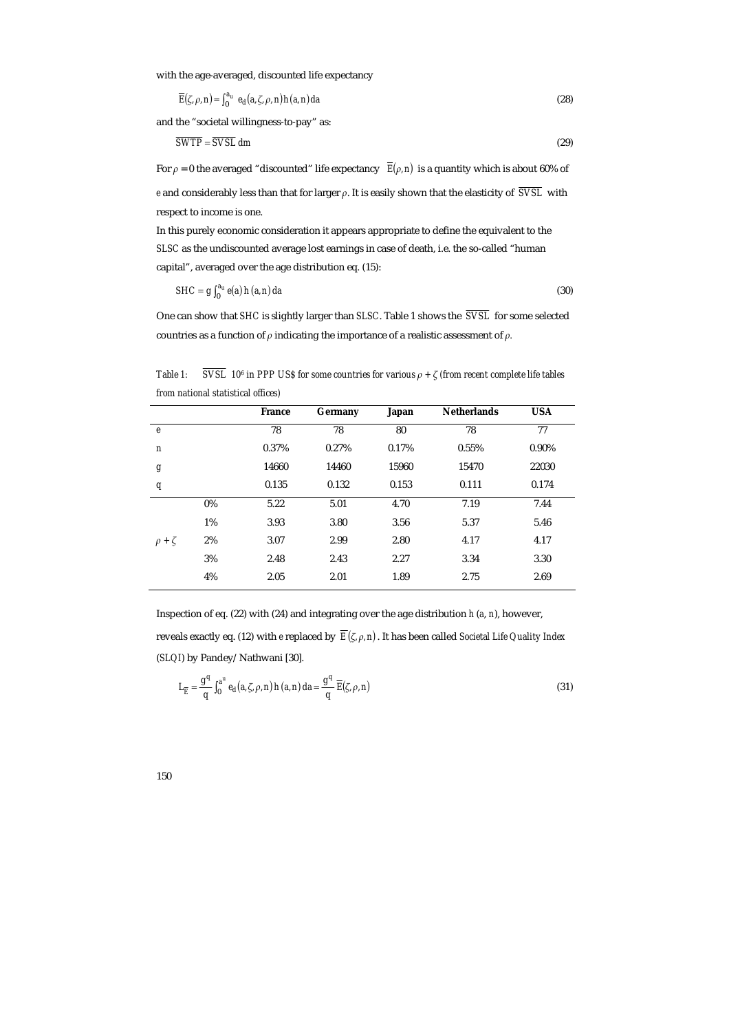with the age-averaged, discounted life expectancy

$$\overline{E}(\zeta,\rho,n) = \int_0^{a_u} e_d(a,\zeta,\rho,n)\,h(a,n)\,da \tag{28}$$

and the "societal willingness-to-pay" as:

$$\overline{SWTP} = \overline{SVSL}\;dm \tag{29}$$

For $\rho = 0$ the averaged "discounted" life expectancy $\overline{E}(\rho,n)$ is a quantity which is about 60% of $e$ and considerably less than that for larger $\rho$. It is easily shown that the elasticity of $\overline{SVSL}$ with respect to income is one.

In this purely economic consideration it appears appropriate to define the equivalent to the *SLSC* as the undiscounted average lost earnings in case of death, i.e. the so-called "human capital", averaged over the age distribution eq. (15):

$$SHC = g\int_0^{a_u} e(a)\,h(a,n)\,da \tag{30}$$

One can show that *SHC* is slightly larger than *SLSC*. Table 1 shows the $\overline{SVSL}$ for some selected countries as a function of $\rho$ indicating the importance of a realistic assessment of $\rho$.

*Table 1: $\overline{SVSL}$ $10^6$ in PPP US\$ for some countries for various $\rho + \zeta$ (from recent complete life tables from national statistical offices)*

| | | France | Germany | Japan | Netherlands | USA |
|---|---|---|---|---|---|---|
| e | | 78 | 78 | 80 | 78 | 77 |
| n | | 0.37% | 0.27% | 0.17% | 0.55% | 0.90% |
| g | | 14660 | 14460 | 15960 | 15470 | 22030 |
| q | | 0.135 | 0.132 | 0.153 | 0.111 | 0.174 |
| | 0% | 5.22 | 5.01 | 4.70 | 7.19 | 7.44 |
| | 1% | 3.93 | 3.80 | 3.56 | 5.37 | 5.46 |
| $\rho + \zeta$ | 2% | 3.07 | 2.99 | 2.80 | 4.17 | 4.17 |
| | 3% | 2.48 | 2.43 | 2.27 | 3.34 | 3.30 |
| | 4% | 2.05 | 2.01 | 1.89 | 2.75 | 2.69 |

Inspection of eq. (22) with (24) and integrating over the age distribution $h(a, n)$, however, reveals exactly eq. (12) with $e$ replaced by $\overline{E}(\zeta,\rho,n)$. It has been called *Societal Life Quality Index* (*SLQI*) by Pandey/Nathwani [30].

$$L_{\overline{E}} = \frac{g^q}{q}\int_0^{a^u} e_d(a,\zeta,\rho,n)\,h(a,n)\,da = \frac{g^q}{q}\,\overline{E}(\zeta,\rho,n) \tag{31}$$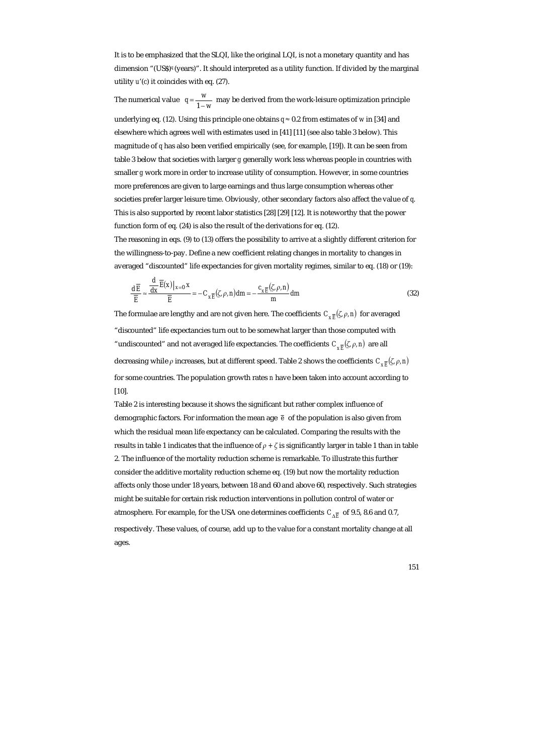It is to be emphasized that the SLQI, like the original LQI, is not a monetary quantity and has dimension "(US\$)$^q$ (years)". It should interpreted as a utility function. If divided by the marginal utility $u'(c)$ it coincides with eq. (27).

The numerical value $q = \frac{w}{1-w}$ may be derived from the work-leisure optimization principle underlying eq. (12). Using this principle one obtains $q \approx 0.2$ from estimates of $w$ in [34] and elsewhere which agrees well with estimates used in [41] [11] (see also table 3 below). This magnitude of $q$ has also been verified empirically (see, for example, [19]). It can be seen from table 3 below that societies with larger $g$ generally work less whereas people in countries with smaller $g$ work more in order to increase utility of consumption. However, in some countries more preferences are given to large earnings and thus large consumption whereas other societies prefer larger leisure time. Obviously, other secondary factors also affect the value of $q$. This is also supported by recent labor statistics [28] [29] [12]. It is noteworthy that the power function form of eq. (24) is also the result of the derivations for eq. (12).

The reasoning in eqs. (9) to (13) offers the possibility to arrive at a slightly different criterion for the willingness-to-pay. Define a new coefficient relating changes in mortality to changes in averaged "discounted" life expectancies for given mortality regimes, similar to eq. (18) or (19):

$$\frac{d\overline{E}}{\overline{E}} \approx \frac{\frac{d}{dx}\overline{E}(x)\big|_{x=0}x}{\overline{E}} = -C_{x\overline{E}}(\zeta,\rho,n)dm = -\frac{c_{x\overline{E}}(\zeta,\rho,n)}{m}dm \tag{32}$$

The formulae are lengthy and are not given here. The coefficients $C_{x\overline{E}}(\zeta,\rho,n)$ for averaged "discounted" life expectancies turn out to be somewhat larger than those computed with "undiscounted" and not averaged life expectancies. The coefficients $C_{x\overline{E}}(\zeta,\rho,n)$ are all decreasing while $\rho$ increases, but at different speed. Table 2 shows the coefficients $C_{x\overline{E}}(\zeta,\rho,n)$ for some countries. The population growth rates $n$ have been taken into account according to [10].

Table 2 is interesting because it shows the significant but rather complex influence of demographic factors. For information the mean age $\overline{e}$ of the population is also given from which the residual mean life expectancy can be calculated. Comparing the results with the results in table 1 indicates that the influence of $\rho + \zeta$ is significantly larger in table 1 than in table 2. The influence of the mortality reduction scheme is remarkable. To illustrate this further consider the additive mortality reduction scheme eq. (19) but now the mortality reduction affects only those under 18 years, between 18 and 60 and above 60, respectively. Such strategies might be suitable for certain risk reduction interventions in pollution control of water or atmosphere. For example, for the USA one determines coefficients $C_{\Delta\overline{E}}$ of 9.5, 8.6 and 0.7, respectively. These values, of course, add up to the value for a constant mortality change at all ages.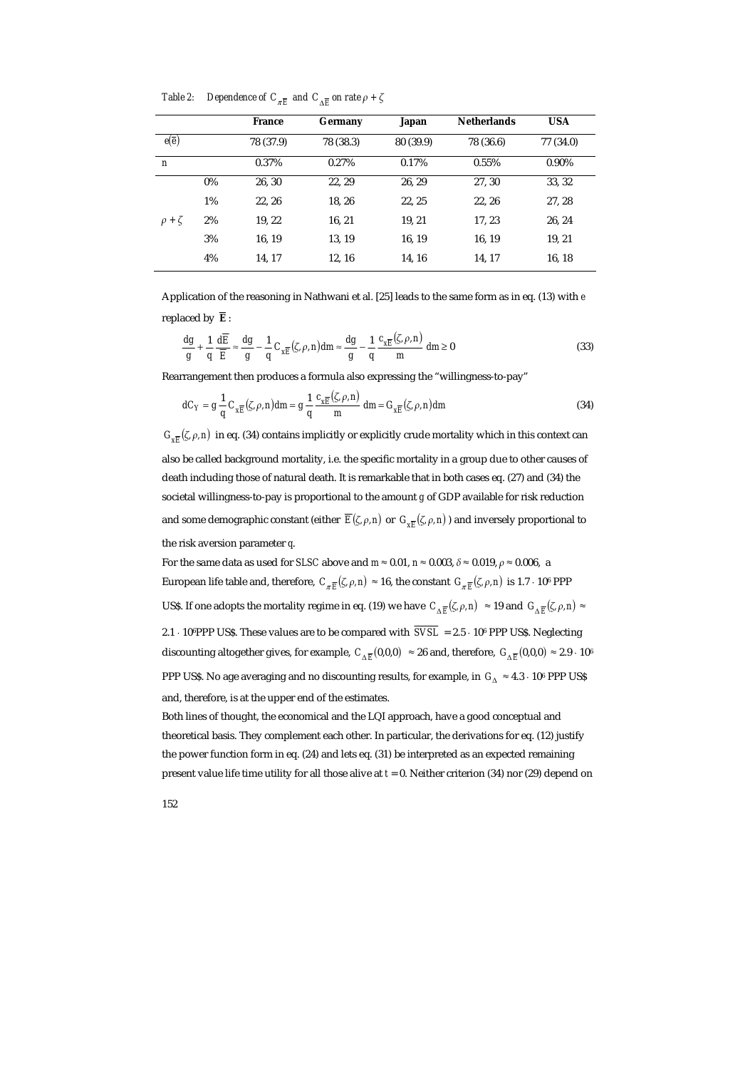Table 2: Dependence of $C_{\pi\overline{E}}$ and $C_{\Delta\overline{E}}$ on rate $\rho + \zeta$

| | | France | Germany | Japan | Netherlands | USA |
|---|---|---|---|---|---|---|
| $e(\overline{e})$ | | 78 (37.9) | 78 (38.3) | 80 (39.9) | 78 (36.6) | 77 (34.0) |
| n | | 0.37% | 0.27% | 0.17% | 0.55% | 0.90% |
| | 0% | 26, 30 | 22, 29 | 26, 29 | 27, 30 | 33, 32 |
| | 1% | 22, 26 | 18, 26 | 22, 25 | 22, 26 | 27, 28 |
| $\rho + \zeta$ | 2% | 19, 22 | 16, 21 | 19, 21 | 17, 23 | 26, 24 |
| | 3% | 16, 19 | 13, 19 | 16, 19 | 16, 19 | 19, 21 |
| | 4% | 14, 17 | 12, 16 | 14, 16 | 14, 17 | 16, 18 |

Application of the reasoning in Nathwani et al. [25] leads to the same form as in eq. (13) with $e$ replaced by $\overline{\mathbf{E}}$:

$$\frac{dg}{g} + \frac{1}{q}\frac{d\overline{E}}{\overline{E}} \approx \frac{dg}{g} - \frac{1}{q}C_{x\overline{E}}(\zeta, \rho, n)dm \approx \frac{dg}{g} - \frac{1}{q}\frac{c_{x\overline{E}}(\zeta, \rho, n)}{m}dm \geq 0 \tag{33}$$

Rearrangement then produces a formula also expressing the "willingness-to-pay"

$$dC_Y = g\frac{1}{q}C_{x\overline{E}}(\zeta, \rho, n)dm = g\frac{1}{q}\frac{c_{x\overline{E}}(\zeta, \rho, n)}{m}dm = G_{x\overline{E}}(\zeta, \rho, n)dm \tag{34}$$

$G_{x\overline{E}}(\zeta, \rho, n)$ in eq. (34) contains implicitly or explicitly crude mortality which in this context can also be called background mortality, i.e. the specific mortality in a group due to other causes of death including those of natural death. It is remarkable that in both cases eq. (27) and (34) the societal willingness-to-pay is proportional to the amount $g$ of GDP available for risk reduction and some demographic constant (either $\overline{E}(\zeta, \rho, n)$ or $G_{x\overline{E}}(\zeta, \rho, n)$) and inversely proportional to the risk aversion parameter $q$.

For the same data as used for $SLSC$ above and $m \approx 0.01$, $n \approx 0.003$, $\delta \approx 0.019$, $\rho \approx 0.006$, a European life table and, therefore, $C_{\pi\overline{E}}(\zeta, \rho, n) \approx 16$, the constant $G_{\pi\overline{E}}(\zeta, \rho, n)$ is $1.7 \cdot 10^6$ PPP US\$. If one adopts the mortality regime in eq. (19) we have $C_{\Delta\overline{E}}(\zeta, \rho, n) \approx 19$ and $G_{\Delta\overline{E}}(\zeta, \rho, n) \approx 2.1 \cdot 10^6$PPP US\$. These values are to be compared with $\overline{SVSL} = 2.5 \cdot 10^6$ PPP US\$. Neglecting discounting altogether gives, for example, $C_{\Delta\overline{E}}(0,0,0) \approx 26$ and, therefore, $G_{\Delta\overline{E}}(0,0,0) \approx 2.9 \cdot 10^6$ PPP US\$. No age averaging and no discounting results, for example, in $G_{\Delta} \approx 4.3 \cdot 10^6$ PPP US\$ and, therefore, is at the upper end of the estimates.

Both lines of thought, the economical and the LQI approach, have a good conceptual and theoretical basis. They complement each other. In particular, the derivations for eq. (12) justify the power function form in eq. (24) and lets eq. (31) be interpreted as an expected remaining present value life time utility for all those alive at $t = 0$. Neither criterion (34) nor (29) depend on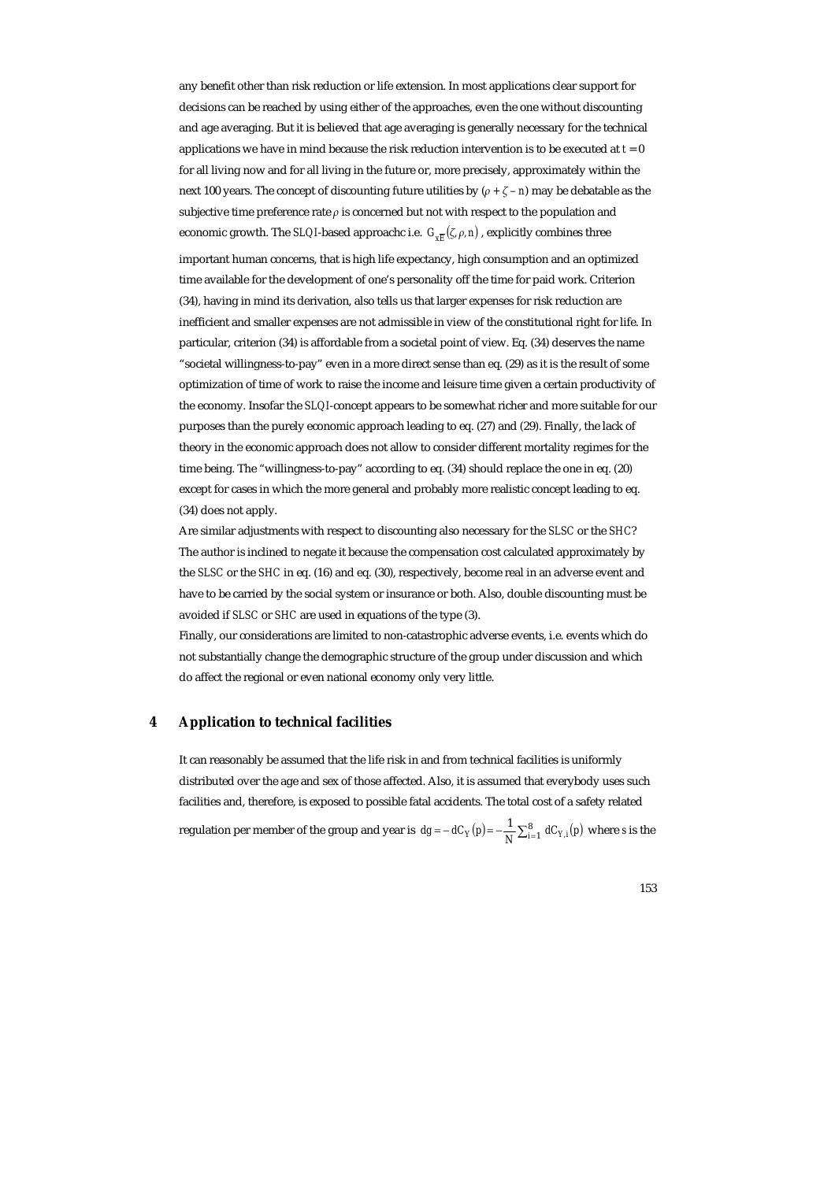any benefit other than risk reduction or life extension. In most applications clear support for decisions can be reached by using either of the approaches, even the one without discounting and age averaging. But it is believed that age averaging is generally necessary for the technical applications we have in mind because the risk reduction intervention is to be executed at $t = 0$ for all living now and for all living in the future or, more precisely, approximately within the next 100 years. The concept of discounting future utilities by $(\rho + \zeta - n)$ may be debatable as the subjective time preference rate $\rho$ is concerned but not with respect to the population and economic growth. The *SLQI*-based approachc i.e. $G_{\overline{xE}}(\zeta, \rho, n)$, explicitly combines three important human concerns, that is high life expectancy, high consumption and an optimized time available for the development of one's personality off the time for paid work. Criterion (34), having in mind its derivation, also tells us that larger expenses for risk reduction are inefficient and smaller expenses are not admissible in view of the constitutional right for life. In particular, criterion (34) is affordable from a societal point of view. Eq. (34) deserves the name "societal willingness-to-pay" even in a more direct sense than eq. (29) as it is the result of some optimization of time of work to raise the income and leisure time given a certain productivity of the economy. Insofar the *SLQI*-concept appears to be somewhat richer and more suitable for our purposes than the purely economic approach leading to eq. (27) and (29). Finally, the lack of theory in the economic approach does not allow to consider different mortality regimes for the time being. The "willingness-to-pay" according to eq. (34) should replace the one in eq. (20) except for cases in which the more general and probably more realistic concept leading to eq. (34) does not apply.

Are similar adjustments with respect to discounting also necessary for the *SLSC* or the *SHC*? The author is inclined to negate it because the compensation cost calculated approximately by the *SLSC* or the *SHC* in eq. (16) and eq. (30), respectively, become real in an adverse event and have to be carried by the social system or insurance or both. Also, double discounting must be avoided if *SLSC* or *SHC* are used in equations of the type (3).

Finally, our considerations are limited to non-catastrophic adverse events, i.e. events which do not substantially change the demographic structure of the group under discussion and which do affect the regional or even national economy only very little.

## 4 Application to technical facilities

It can reasonably be assumed that the life risk in and from technical facilities is uniformly distributed over the age and sex of those affected. Also, it is assumed that everybody uses such facilities and, therefore, is exposed to possible fatal accidents. The total cost of a safety related regulation per member of the group and year is $dg = -dC_Y(p) = -\frac{1}{N}\sum_{i=1}^{S} dC_{Y,i}(p)$ where $S$ is the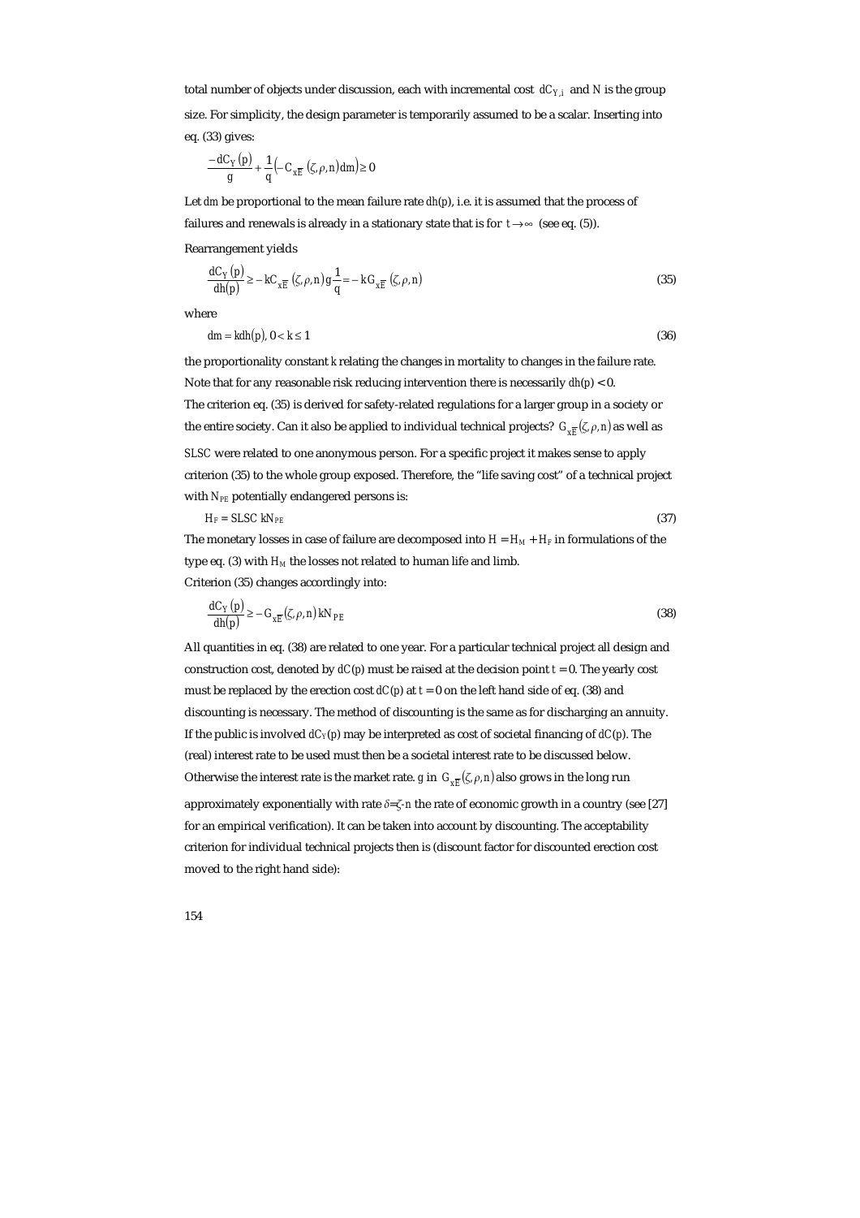total number of objects under discussion, each with incremental cost $dC_{Y,i}$ and $N$ is the group size. For simplicity, the design parameter is temporarily assumed to be a scalar. Inserting into eq. (33) gives:

$$\frac{-dC_Y(p)}{g} + \frac{1}{q}\left(-C_{x\overline{E}}(\zeta,\rho,n)dm\right) \geq 0$$

Let $dm$ be proportional to the mean failure rate $dh(p)$, i.e. it is assumed that the process of failures and renewals is already in a stationary state that is for $t \to \infty$ (see eq. (5)).

Rearrangement yields

$$\frac{dC_Y(p)}{dh(p)} \geq -kC_{x\overline{E}}(\zeta,\rho,n)g\frac{1}{q} = -kG_{x\overline{E}}(\zeta,\rho,n) \tag{35}$$

where

$$dm = kdh(p),\ 0 < k \leq 1 \tag{36}$$

the proportionality constant $k$ relating the changes in mortality to changes in the failure rate. Note that for any reasonable risk reducing intervention there is necessarily $dh(p) < 0$.

The criterion eq. (35) is derived for safety-related regulations for a larger group in a society or the entire society. Can it also be applied to individual technical projects? $G_{x\overline{E}}(\zeta,\rho,n)$ as well as $SLSC$ were related to one anonymous person. For a specific project it makes sense to apply criterion (35) to the whole group exposed. Therefore, the "life saving cost" of a technical project with $N_{PE}$ potentially endangered persons is:

$$H_F = SLSC\ kN_{PE} \tag{37}$$

The monetary losses in case of failure are decomposed into $H = H_M + H_F$ in formulations of the type eq. (3) with $H_M$ the losses not related to human life and limb.

Criterion (35) changes accordingly into:

$$\frac{dC_Y(p)}{dh(p)} \geq -G_{x\overline{E}}(\zeta,\rho,n)kN_{PE} \tag{38}$$

All quantities in eq. (38) are related to one year. For a particular technical project all design and construction cost, denoted by $dC(p)$ must be raised at the decision point $t = 0$. The yearly cost must be replaced by the erection cost $dC(p)$ at $t = 0$ on the left hand side of eq. (38) and discounting is necessary. The method of discounting is the same as for discharging an annuity. If the public is involved $dC_Y(p)$ may be interpreted as cost of societal financing of $dC(p)$. The (real) interest rate to be used must then be a societal interest rate to be discussed below. Otherwise the interest rate is the market rate. $g$ in $G_{x\overline{E}}(\zeta,\rho,n)$ also grows in the long run approximately exponentially with rate $\delta = \zeta - n$ the rate of economic growth in a country (see [27] for an empirical verification). It can be taken into account by discounting. The acceptability criterion for individual technical projects then is (discount factor for discounted erection cost moved to the right hand side):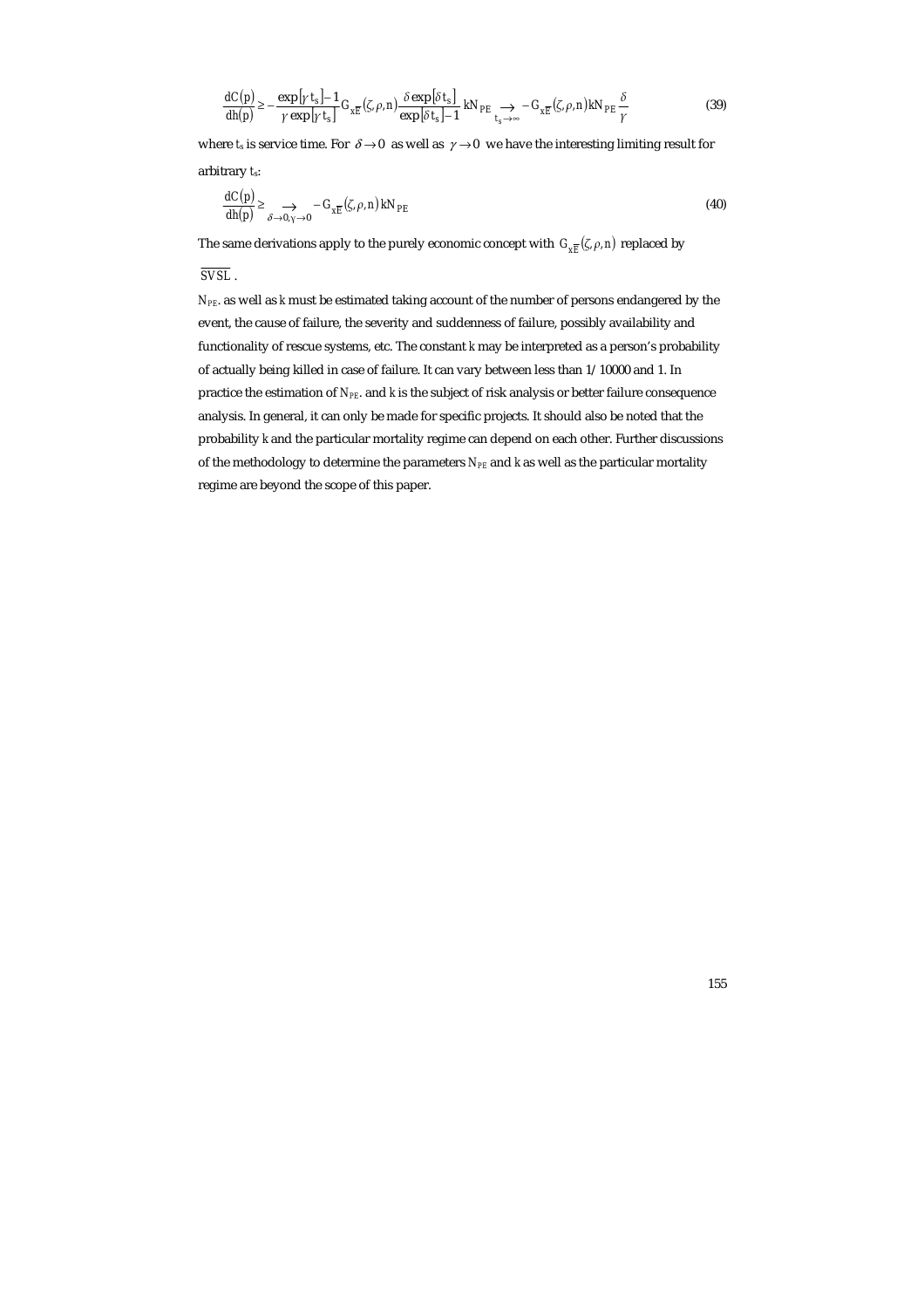$$\frac{dC(p)}{dh(p)} \geq -\frac{\exp[\gamma t_s]-1}{\gamma \exp[\gamma t_s]} G_{x\overline{E}}(\zeta,\rho,n) \frac{\delta \exp[\delta t_s]}{\exp[\delta t_s]-1} kN_{PE} \underset{t_s \to \infty}{\longrightarrow} -G_{x\overline{E}}(\zeta,\rho,n) kN_{PE} \frac{\delta}{\gamma} \tag{39}$$

where $t_s$ is service time. For $\delta \to 0$ as well as $\gamma \to 0$ we have the interesting limiting result for arbitrary $t_s$:

$$\frac{dC(p)}{dh(p)} \geq \underset{\delta \to 0, \gamma \to 0}{\longrightarrow} -G_{x\overline{E}}(\zeta,\rho,n) kN_{PE} \tag{40}$$

The same derivations apply to the purely economic concept with $G_{x\overline{E}}(\zeta,\rho,n)$ replaced by $\overline{SVSL}$.

$N_{PE}$. as well as $k$ must be estimated taking account of the number of persons endangered by the event, the cause of failure, the severity and suddenness of failure, possibly availability and functionality of rescue systems, etc. The constant $k$ may be interpreted as a person's probability of actually being killed in case of failure. It can vary between less than 1/10000 and 1. In practice the estimation of $N_{PE}$. and $k$ is the subject of risk analysis or better failure consequence analysis. In general, it can only be made for specific projects. It should also be noted that the probability $k$ and the particular mortality regime can depend on each other. Further discussions of the methodology to determine the parameters $N_{PE}$ and $k$ as well as the particular mortality regime are beyond the scope of this paper.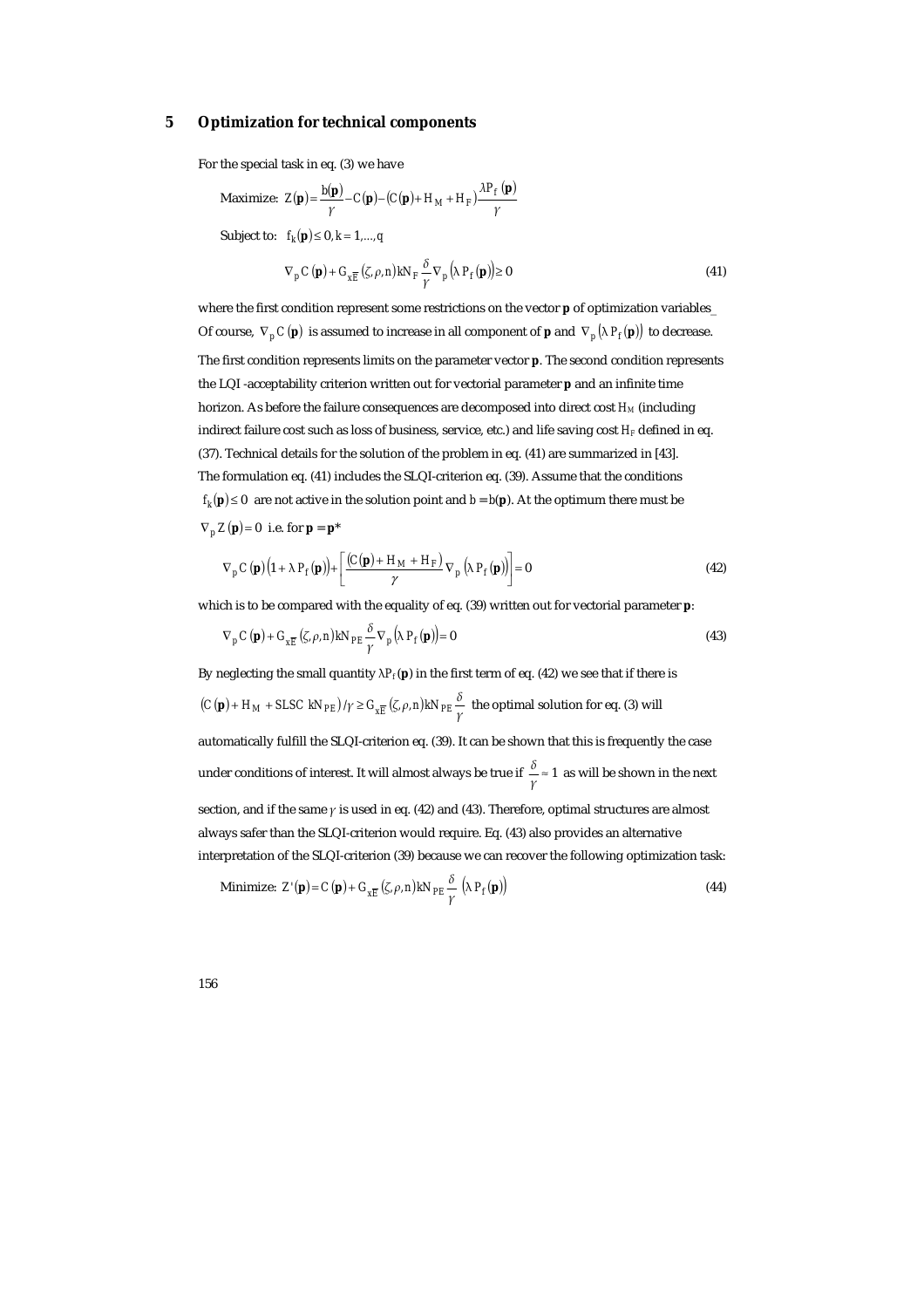## 5 Optimization for technical components

For the special task in eq. (3) we have

$$\text{Maximize: } Z(\mathbf{p}) = \frac{b(\mathbf{p})}{\gamma} - C(\mathbf{p}) - \left(C(\mathbf{p}) + H_M + H_F\right)\frac{\lambda P_f(\mathbf{p})}{\gamma}$$

Subject to: $f_k(\mathbf{p}) \leq 0,\ k = 1,\ldots,q$

$$\nabla_p C(\mathbf{p}) + G_{x\overline{E}}(\zeta,\rho,n)kN_F \frac{\delta}{\gamma}\nabla_p\left(\lambda P_f(\mathbf{p})\right) \geq 0 \tag{41}$$

where the first condition represent some restrictions on the vector $\mathbf{p}$ of optimization variables_ Of course, $\nabla_p C(\mathbf{p})$ is assumed to increase in all component of $\mathbf{p}$ and $\nabla_p\left(\lambda P_f(\mathbf{p})\right)$ to decrease. The first condition represents limits on the parameter vector $\mathbf{p}$. The second condition represents the LQI -acceptability criterion written out for vectorial parameter $\mathbf{p}$ and an infinite time horizon. As before the failure consequences are decomposed into direct cost $H_M$ (including indirect failure cost such as loss of business, service, etc.) and life saving cost $H_F$ defined in eq. (37). Technical details for the solution of the problem in eq. (41) are summarized in [43]. The formulation eq. (41) includes the SLQI-criterion eq. (39). Assume that the conditions $f_k(\mathbf{p}) \leq 0$ are not active in the solution point and $b = b(\mathbf{p})$. At the optimum there must be $\nabla_p Z(\mathbf{p}) = 0$ i.e. for $\mathbf{p} = \mathbf{p}^*$

$$\nabla_p C(\mathbf{p})\left(1 + \lambda P_f(\mathbf{p})\right) + \left[\frac{\left(C(\mathbf{p}) + H_M + H_F\right)}{\gamma}\nabla_p\left(\lambda P_f(\mathbf{p})\right)\right] = 0 \tag{42}$$

which is to be compared with the equality of eq. (39) written out for vectorial parameter $\mathbf{p}$:

$$\nabla_p C(\mathbf{p}) + G_{x\overline{E}}(\zeta,\rho,n)kN_{PE}\frac{\delta}{\gamma}\nabla_p\left(\lambda P_f(\mathbf{p})\right) = 0 \tag{43}$$

By neglecting the small quantity $\lambda P_f(\mathbf{p})$ in the first term of eq. (42) we see that if there is $\left(C(\mathbf{p}) + H_M + SLSC\ kN_{PE}\right)/\gamma \geq G_{x\overline{E}}(\zeta,\rho,n)kN_{PE}\frac{\delta}{\gamma}$ the optimal solution for eq. (3) will automatically fulfill the SLQI-criterion eq. (39). It can be shown that this is frequently the case under conditions of interest. It will almost always be true if $\frac{\delta}{\gamma} \approx 1$ as will be shown in the next section, and if the same $\gamma$ is used in eq. (42) and (43). Therefore, optimal structures are almost always safer than the SLQI-criterion would require. Eq. (43) also provides an alternative interpretation of the SLQI-criterion (39) because we can recover the following optimization task:

$$\text{Minimize: } Z'(\mathbf{p}) = C(\mathbf{p}) + G_{x\overline{E}}(\zeta,\rho,n)kN_{PE}\frac{\delta}{\gamma}\left(\lambda P_f(\mathbf{p})\right) \tag{44}$$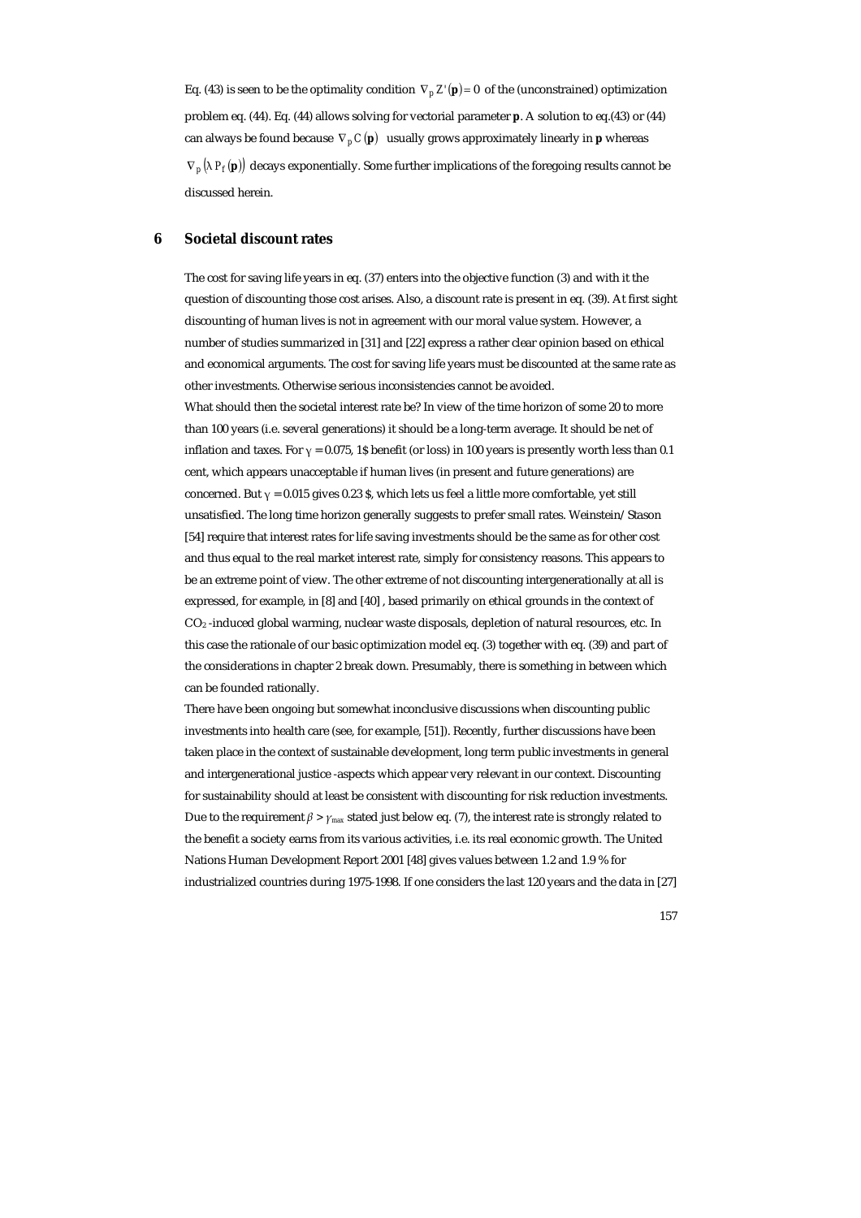Eq. (43) is seen to be the optimality condition $\nabla_p Z'(\mathbf{p}) = 0$ of the (unconstrained) optimization problem eq. (44). Eq. (44) allows solving for vectorial parameter $\mathbf{p}$. A solution to eq.(43) or (44) can always be found because $\nabla_p C(\mathbf{p})$ usually grows approximately linearly in $\mathbf{p}$ whereas $\nabla_p (\lambda P_f(\mathbf{p}))$ decays exponentially. Some further implications of the foregoing results cannot be discussed herein.

## 6 Societal discount rates

The cost for saving life years in eq. (37) enters into the objective function (3) and with it the question of discounting those cost arises. Also, a discount rate is present in eq. (39). At first sight discounting of human lives is not in agreement with our moral value system. However, a number of studies summarized in [31] and [22] express a rather clear opinion based on ethical and economical arguments. The cost for saving life years must be discounted at the same rate as other investments. Otherwise serious inconsistencies cannot be avoided.

What should then the societal interest rate be? In view of the time horizon of some 20 to more than 100 years (i.e. several generations) it should be a long-term average. It should be net of inflation and taxes. For $\gamma = 0.075$, 1$ benefit (or loss) in 100 years is presently worth less than 0.1 cent, which appears unacceptable if human lives (in present and future generations) are concerned. But $\gamma = 0.015$ gives 0.23 $, which lets us feel a little more comfortable, yet still unsatisfied. The long time horizon generally suggests to prefer small rates. Weinstein/Stason [54] require that interest rates for life saving investments should be the same as for other cost and thus equal to the real market interest rate, simply for consistency reasons. This appears to be an extreme point of view. The other extreme of not discounting intergenerationally at all is expressed, for example, in [8] and [40] , based primarily on ethical grounds in the context of $CO_2$-induced global warming, nuclear waste disposals, depletion of natural resources, etc. In this case the rationale of our basic optimization model eq. (3) together with eq. (39) and part of the considerations in chapter 2 break down. Presumably, there is something in between which can be founded rationally.

There have been ongoing but somewhat inconclusive discussions when discounting public investments into health care (see, for example, [51]). Recently, further discussions have been taken place in the context of sustainable development, long term public investments in general and intergenerational justice -aspects which appear very relevant in our context. Discounting for sustainability should at least be consistent with discounting for risk reduction investments. Due to the requirement $\beta > \gamma_{max}$ stated just below eq. (7), the interest rate is strongly related to the benefit a society earns from its various activities, i.e. its real economic growth. The United Nations Human Development Report 2001 [48] gives values between 1.2 and 1.9 % for industrialized countries during 1975-1998. If one considers the last 120 years and the data in [27]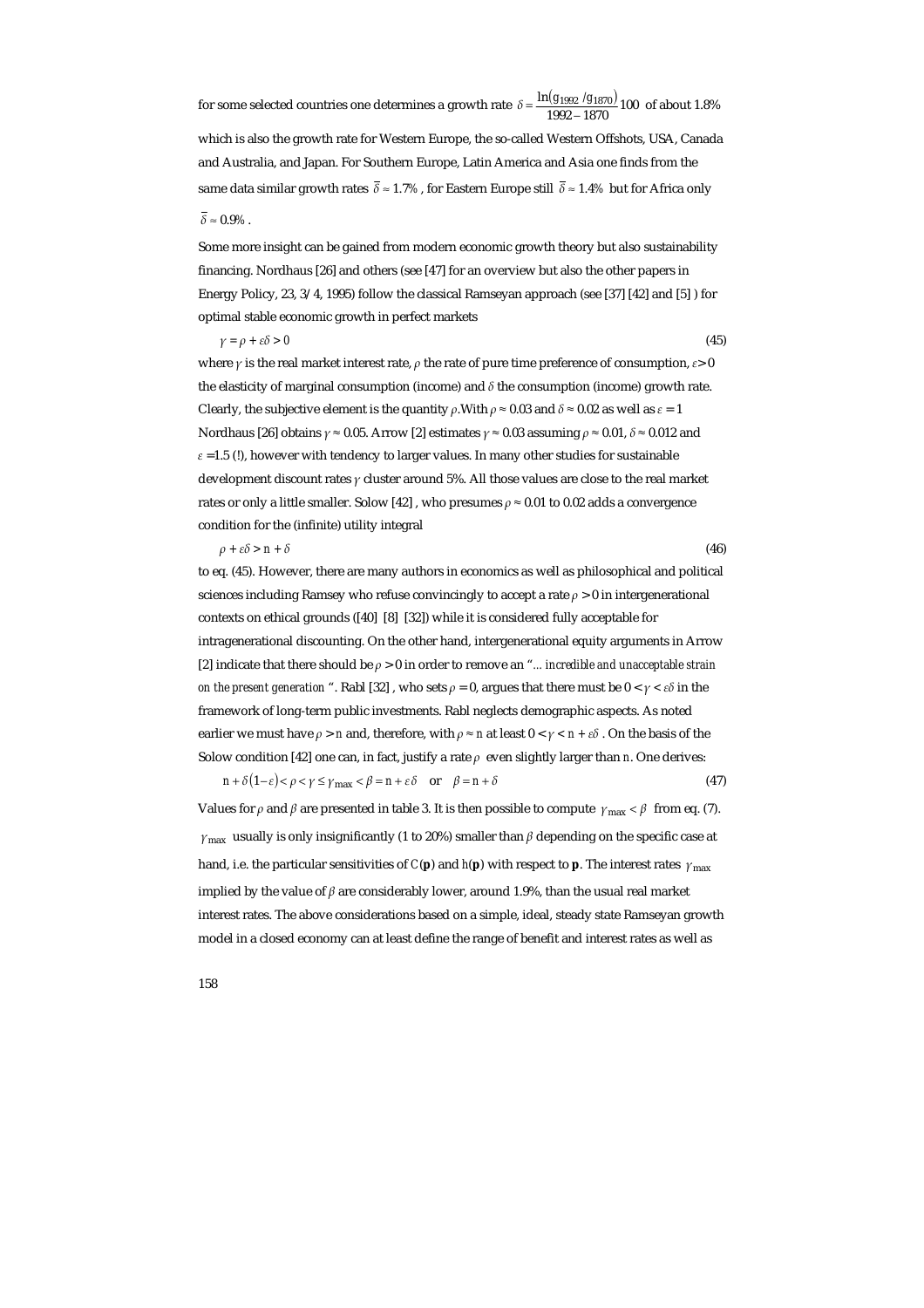for some selected countries one determines a growth rate $\delta = \frac{\ln(g_{1992} / g_{1870})}{1992 - 1870} 100$ of about 1.8% which is also the growth rate for Western Europe, the so-called Western Offshots, USA, Canada and Australia, and Japan. For Southern Europe, Latin America and Asia one finds from the same data similar growth rates $\bar{\delta} \approx 1.7\%$, for Eastern Europe still $\bar{\delta} \approx 1.4\%$ but for Africa only $\bar{\delta} \approx 0.9\%$.

Some more insight can be gained from modern economic growth theory but also sustainability financing. Nordhaus [26] and others (see [47] for an overview but also the other papers in Energy Policy, 23, 3/4, 1995) follow the classical Ramseyan approach (see [37] [42] and [5] ) for optimal stable economic growth in perfect markets

$$\gamma = \rho + \varepsilon\delta > 0 \tag{45}$$

where $\gamma$ is the real market interest rate, $\rho$ the rate of pure time preference of consumption, $\varepsilon > 0$ the elasticity of marginal consumption (income) and $\delta$ the consumption (income) growth rate. Clearly, the subjective element is the quantity $\rho$. With $\rho \approx 0.03$ and $\delta \approx 0.02$ as well as $\varepsilon = 1$ Nordhaus [26] obtains $\gamma \approx 0.05$. Arrow [2] estimates $\gamma \approx 0.03$ assuming $\rho \approx 0.01$, $\delta \approx 0.012$ and $\varepsilon = 1.5$ (!), however with tendency to larger values. In many other studies for sustainable development discount rates $\gamma$ cluster around 5%. All those values are close to the real market rates or only a little smaller. Solow [42] , who presumes $\rho \approx 0.01$ to 0.02 adds a convergence condition for the (infinite) utility integral

$$\rho + \varepsilon\delta > n + \delta \tag{46}$$

to eq. (45). However, there are many authors in economics as well as philosophical and political sciences including Ramsey who refuse convincingly to accept a rate $\rho > 0$ in intergenerational contexts on ethical grounds ([40] [8] [32]) while it is considered fully acceptable for intragenerational discounting. On the other hand, intergenerational equity arguments in Arrow [2] indicate that there should be $\rho > 0$ in order to remove an "*... incredible and unacceptable strain on the present generation* ". Rabl [32] , who sets $\rho = 0$, argues that there must be $0 < \gamma < \varepsilon\delta$ in the framework of long-term public investments. Rabl neglects demographic aspects. As noted earlier we must have $\rho > n$ and, therefore, with $\rho \approx n$ at least $0 < \gamma < n + \varepsilon\delta$. On the basis of the Solow condition [42] one can, in fact, justify a rate $\rho$ even slightly larger than $n$. One derives:

$$n + \delta(1-\varepsilon) < \rho < \gamma \le \gamma_{\max} < \beta = n + \varepsilon\delta \quad \text{or} \quad \beta = n + \delta \tag{47}$$

Values for $\rho$ and $\beta$ are presented in table 3. It is then possible to compute $\gamma_{\max} < \beta$ from eq. (7). $\gamma_{\max}$ usually is only insignificantly (1 to 20%) smaller than $\beta$ depending on the specific case at hand, i.e. the particular sensitivities of $C(\mathbf{p})$ and $h(\mathbf{p})$ with respect to $\mathbf{p}$. The interest rates $\gamma_{\max}$ implied by the value of $\beta$ are considerably lower, around 1.9%, than the usual real market interest rates. The above considerations based on a simple, ideal, steady state Ramseyan growth model in a closed economy can at least define the range of benefit and interest rates as well as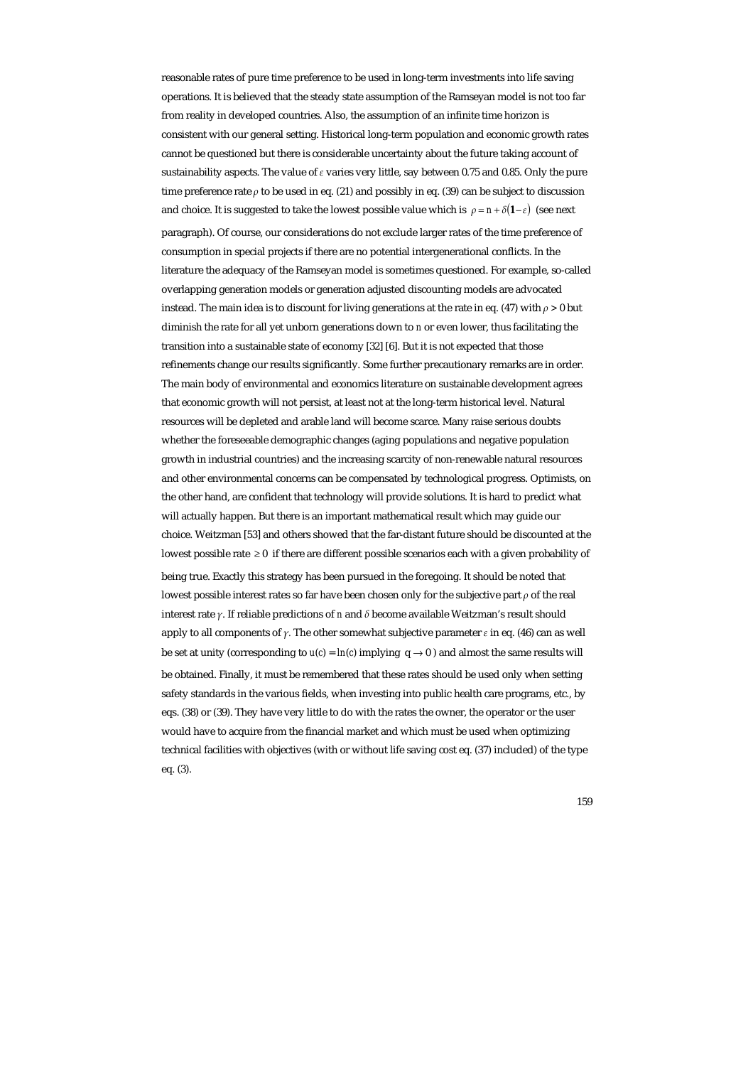reasonable rates of pure time preference to be used in long-term investments into life saving operations. It is believed that the steady state assumption of the Ramseyan model is not too far from reality in developed countries. Also, the assumption of an infinite time horizon is consistent with our general setting. Historical long-term population and economic growth rates cannot be questioned but there is considerable uncertainty about the future taking account of sustainability aspects. The value of $\varepsilon$ varies very little, say between 0.75 and 0.85. Only the pure time preference rate $\rho$ to be used in eq. (21) and possibly in eq. (39) can be subject to discussion and choice. It is suggested to take the lowest possible value which is $\rho = n + \delta(1-\varepsilon)$ (see next paragraph). Of course, our considerations do not exclude larger rates of the time preference of consumption in special projects if there are no potential intergenerational conflicts. In the literature the adequacy of the Ramseyan model is sometimes questioned. For example, so-called overlapping generation models or generation adjusted discounting models are advocated instead. The main idea is to discount for living generations at the rate in eq. (47) with $\rho > 0$ but diminish the rate for all yet unborn generations down to $n$ or even lower, thus facilitating the transition into a sustainable state of economy [32] [6]. But it is not expected that those refinements change our results significantly. Some further precautionary remarks are in order. The main body of environmental and economics literature on sustainable development agrees that economic growth will not persist, at least not at the long-term historical level. Natural resources will be depleted and arable land will become scarce. Many raise serious doubts whether the foreseeable demographic changes (aging populations and negative population growth in industrial countries) and the increasing scarcity of non-renewable natural resources and other environmental concerns can be compensated by technological progress. Optimists, on the other hand, are confident that technology will provide solutions. It is hard to predict what will actually happen. But there is an important mathematical result which may guide our choice. Weitzman [53] and others showed that the far-distant future should be discounted at the lowest possible rate $\geq 0$ if there are different possible scenarios each with a given probability of being true. Exactly this strategy has been pursued in the foregoing. It should be noted that lowest possible interest rates so far have been chosen only for the subjective part $\rho$ of the real interest rate $\gamma$. If reliable predictions of $n$ and $\delta$ become available Weitzman's result should apply to all components of $\gamma$. The other somewhat subjective parameter $\varepsilon$ in eq. (46) can as well be set at unity (corresponding to $u(c) = \ln(c)$ implying $q \to 0$) and almost the same results will be obtained. Finally, it must be remembered that these rates should be used only when setting safety standards in the various fields, when investing into public health care programs, etc., by eqs. (38) or (39). They have very little to do with the rates the owner, the operator or the user would have to acquire from the financial market and which must be used when optimizing technical facilities with objectives (with or without life saving cost eq. (37) included) of the type eq. (3).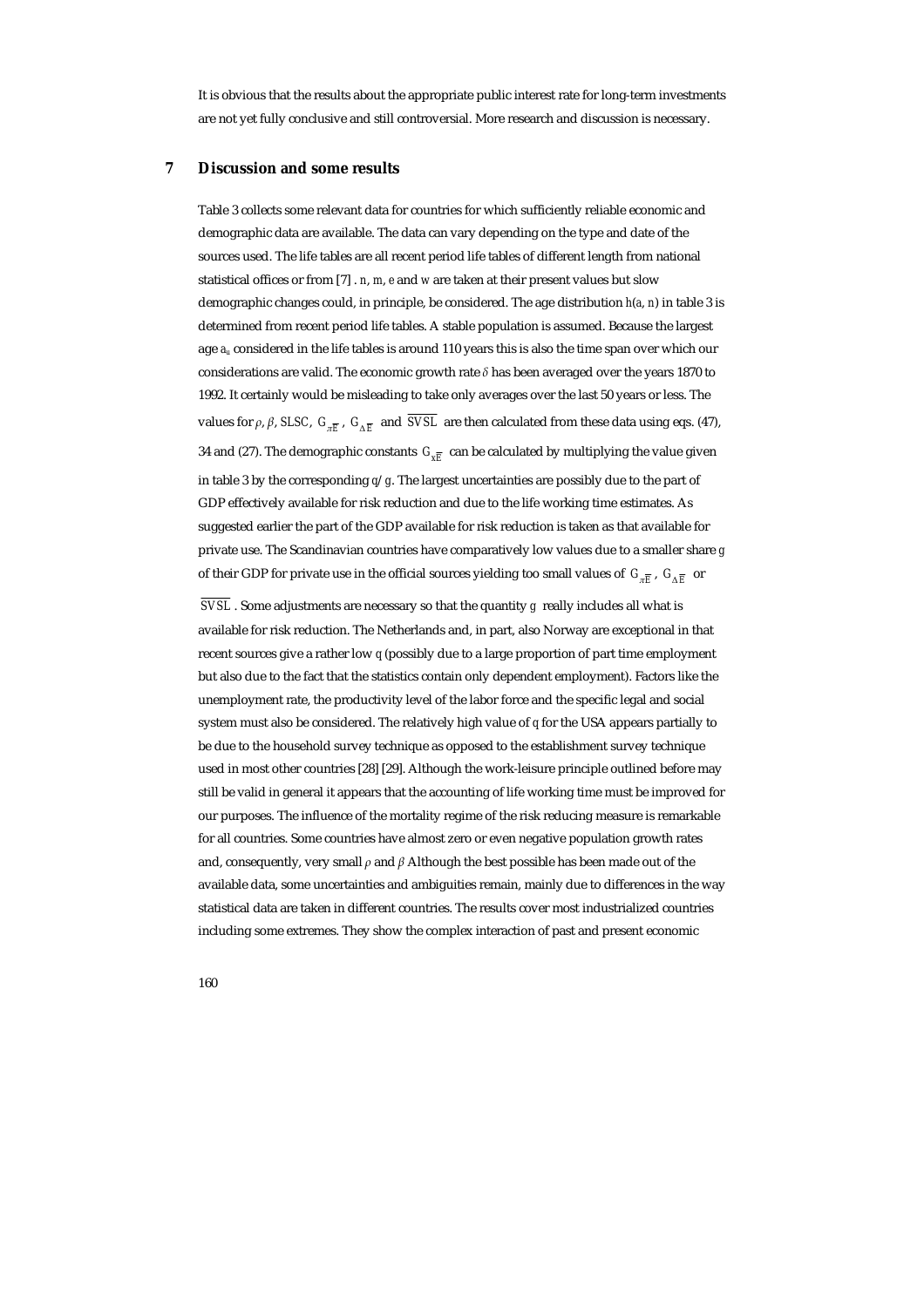It is obvious that the results about the appropriate public interest rate for long-term investments are not yet fully conclusive and still controversial. More research and discussion is necessary.

## 7 Discussion and some results

Table 3 collects some relevant data for countries for which sufficiently reliable economic and demographic data are available. The data can vary depending on the type and date of the sources used. The life tables are all recent period life tables of different length from national statistical offices or from [7] . $n$, $m$, $e$ and $w$ are taken at their present values but slow demographic changes could, in principle, be considered. The age distribution $h(a, n)$ in table 3 is determined from recent period life tables. A stable population is assumed. Because the largest age $a_u$ considered in the life tables is around 110 years this is also the time span over which our considerations are valid. The economic growth rate $\delta$ has been averaged over the years 1870 to 1992. It certainly would be misleading to take only averages over the last 50 years or less. The values for $\rho$, $\beta$, $SLSC$, $G_{\pi\overline{E}}$, $G_{\Delta\overline{E}}$ and $\overline{SVSL}$ are then calculated from these data using eqs. (47), 34 and (27). The demographic constants $G_{x\overline{E}}$ can be calculated by multiplying the value given in table 3 by the corresponding $q/g$. The largest uncertainties are possibly due to the part of GDP effectively available for risk reduction and due to the life working time estimates. As suggested earlier the part of the GDP available for risk reduction is taken as that available for private use. The Scandinavian countries have comparatively low values due to a smaller share $g$ of their GDP for private use in the official sources yielding too small values of $G_{\pi\overline{E}}$, $G_{\Delta\overline{E}}$ or $\overline{SVSL}$. Some adjustments are necessary so that the quantity $g$ really includes all what is available for risk reduction. The Netherlands and, in part, also Norway are exceptional in that recent sources give a rather low $q$ (possibly due to a large proportion of part time employment but also due to the fact that the statistics contain only dependent employment). Factors like the unemployment rate, the productivity level of the labor force and the specific legal and social system must also be considered. The relatively high value of $q$ for the USA appears partially to be due to the household survey technique as opposed to the establishment survey technique used in most other countries [28] [29]. Although the work-leisure principle outlined before may still be valid in general it appears that the accounting of life working time must be improved for our purposes. The influence of the mortality regime of the risk reducing measure is remarkable for all countries. Some countries have almost zero or even negative population growth rates and, consequently, very small $\rho$ and $\beta$ Although the best possible has been made out of the available data, some uncertainties and ambiguities remain, mainly due to differences in the way statistical data are taken in different countries. The results cover most industrialized countries including some extremes. They show the complex interaction of past and present economic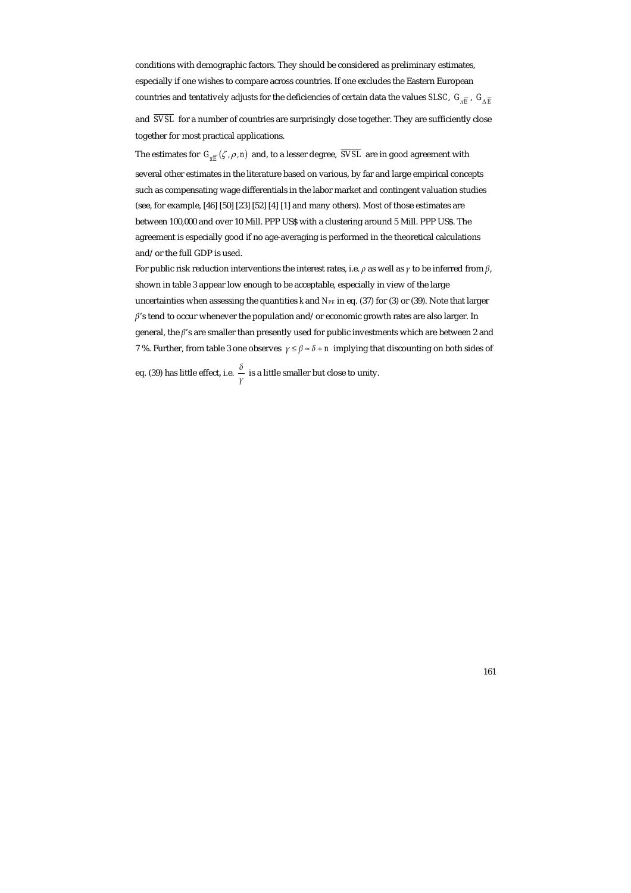conditions with demographic factors. They should be considered as preliminary estimates, especially if one wishes to compare across countries. If one excludes the Eastern European countries and tentatively adjusts for the deficiencies of certain data the values $SLSC$, $G_{\pi\overline{E}}$, $G_{\Delta\overline{E}}$ and $\overline{SVSL}$ for a number of countries are surprisingly close together. They are sufficiently close together for most practical applications.

The estimates for $G_{x\overline{E}}(\zeta,\rho,n)$ and, to a lesser degree, $\overline{SVSL}$ are in good agreement with several other estimates in the literature based on various, by far and large empirical concepts such as compensating wage differentials in the labor market and contingent valuation studies (see, for example, [46] [50] [23] [52] [4] [1] and many others). Most of those estimates are between 100,000 and over 10 Mill. PPP US$ with a clustering around 5 Mill. PPP US$. The agreement is especially good if no age-averaging is performed in the theoretical calculations and/or the full GDP is used.

For public risk reduction interventions the interest rates, i.e. $\rho$ as well as $\gamma$ to be inferred from $\beta$, shown in table 3 appear low enough to be acceptable, especially in view of the large uncertainties when assessing the quantities $k$ and $N_{PE}$ in eq. (37) for (3) or (39). Note that larger $\beta$'s tend to occur whenever the population and/or economic growth rates are also larger. In general, the $\beta$'s are smaller than presently used for public investments which are between 2 and 7 %. Further, from table 3 one observes $\gamma \leq \beta \approx \delta + n$ implying that discounting on both sides of eq. (39) has little effect, i.e. $\frac{\delta}{\gamma}$ is a little smaller but close to unity.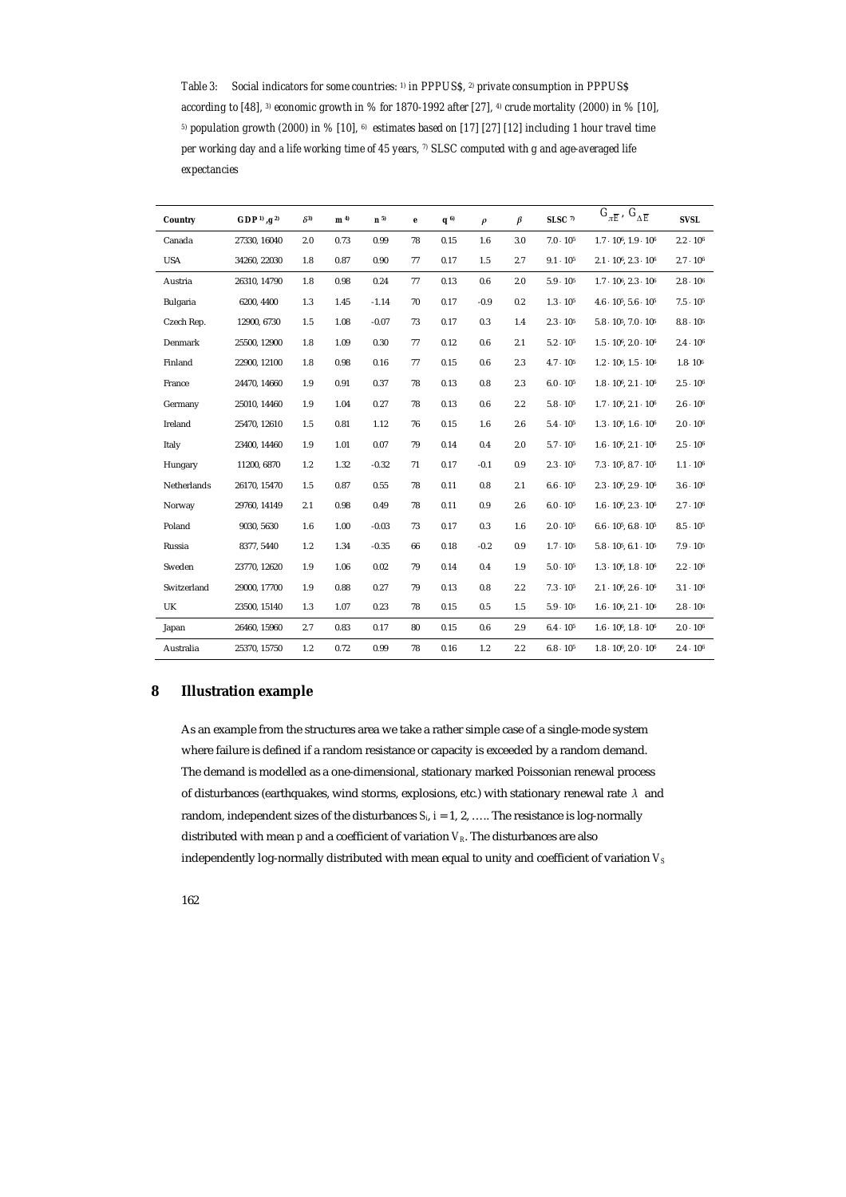*Table 3: Social indicators for some countries: [1] in PPPUS\$, [2] private consumption in PPPUS\$ according to [48], [3] economic growth in % for 1870-1992 after [27], [4] crude mortality (2000) in % [10], [5] population growth (2000) in % [10], [6] estimates based on [17] [27] [12] including 1 hour travel time per working day and a life working time of 45 years, [7] SLSC computed with g and age-averaged life expectancies*

| Country | GDP [1], g [2] | $\delta$ [3] | m [4] | n [5] | e | q [6] | $\rho$ | $\beta$ | SLSC [7] | $G_{\pi\overline{E}}$, $G_{\Delta\overline{E}}$ | SVSL |
|---|---|---|---|---|---|---|---|---|---|---|---|
| Canada | 27330, 16040 | 2.0 | 0.73 | 0.99 | 78 | 0.15 | 1.6 | 3.0 | $7.0 \cdot 10^5$ | $1.7 \cdot 10^6$, $1.9 \cdot 10^6$ | $2.2 \cdot 10^6$ |
| USA | 34260, 22030 | 1.8 | 0.87 | 0.90 | 77 | 0.17 | 1.5 | 2.7 | $9.1 \cdot 10^5$ | $2.1 \cdot 10^6$, $2.3 \cdot 10^6$ | $2.7 \cdot 10^6$ |
| Austria | 26310, 14790 | 1.8 | 0.98 | 0.24 | 77 | 0.13 | 0.6 | 2.0 | $5.9 \cdot 10^5$ | $1.7 \cdot 10^6$, $2.3 \cdot 10^6$ | $2.8 \cdot 10^6$ |
| Bulgaria | 6200, 4400 | 1.3 | 1.45 | -1.14 | 70 | 0.17 | -0.9 | 0.2 | $1.3 \cdot 10^5$ | $4.6 \cdot 10^5$, $5.6 \cdot 10^5$ | $7.5 \cdot 10^5$ |
| Czech Rep. | 12900, 6730 | 1.5 | 1.08 | -0.07 | 73 | 0.17 | 0.3 | 1.4 | $2.3 \cdot 10^5$ | $5.8 \cdot 10^5$, $7.0 \cdot 10^5$ | $8.8 \cdot 10^5$ |
| Denmark | 25500, 12900 | 1.8 | 1.09 | 0.30 | 77 | 0.12 | 0.6 | 2.1 | $5.2 \cdot 10^5$ | $1.5 \cdot 10^6$, $2.0 \cdot 10^6$ | $2.4 \cdot 10^6$ |
| Finland | 22900, 12100 | 1.8 | 0.98 | 0.16 | 77 | 0.15 | 0.6 | 2.3 | $4.7 \cdot 10^5$ | $1.2 \cdot 10^6$, $1.5 \cdot 10^6$ | $1.8 \cdot 10^6$ |
| France | 24470, 14660 | 1.9 | 0.91 | 0.37 | 78 | 0.13 | 0.8 | 2.3 | $6.0 \cdot 10^5$ | $1.8 \cdot 10^6$, $2.1 \cdot 10^6$ | $2.5 \cdot 10^6$ |
| Germany | 25010, 14460 | 1.9 | 1.04 | 0.27 | 78 | 0.13 | 0.6 | 2.2 | $5.8 \cdot 10^5$ | $1.7 \cdot 10^6$, $2.1 \cdot 10^6$ | $2.6 \cdot 10^6$ |
| Ireland | 25470, 12610 | 1.5 | 0.81 | 1.12 | 76 | 0.15 | 1.6 | 2.6 | $5.4 \cdot 10^5$ | $1.3 \cdot 10^6$, $1.6 \cdot 10^6$ | $2.0 \cdot 10^6$ |
| Italy | 23400, 14460 | 1.9 | 1.01 | 0.07 | 79 | 0.14 | 0.4 | 2.0 | $5.7 \cdot 10^5$ | $1.6 \cdot 10^6$, $2.1 \cdot 10^6$ | $2.5 \cdot 10^6$ |
| Hungary | 11200, 6870 | 1.2 | 1.32 | -0.32 | 71 | 0.17 | -0.1 | 0.9 | $2.3 \cdot 10^5$ | $7.3 \cdot 10^5$, $8.7 \cdot 10^5$ | $1.1 \cdot 10^6$ |
| Netherlands | 26170, 15470 | 1.5 | 0.87 | 0.55 | 78 | 0.11 | 0.8 | 2.1 | $6.6 \cdot 10^5$ | $2.3 \cdot 10^6$, $2.9 \cdot 10^6$ | $3.6 \cdot 10^6$ |
| Norway | 29760, 14149 | 2.1 | 0.98 | 0.49 | 78 | 0.11 | 0.9 | 2.6 | $6.0 \cdot 10^5$ | $1.6 \cdot 10^6$, $2.3 \cdot 10^6$ | $2.7 \cdot 10^6$ |
| Poland | 9030, 5630 | 1.6 | 1.00 | -0.03 | 73 | 0.17 | 0.3 | 1.6 | $2.0 \cdot 10^5$ | $6.6 \cdot 10^5$, $6.8 \cdot 10^5$ | $8.5 \cdot 10^5$ |
| Russia | 8377, 5440 | 1.2 | 1.34 | -0.35 | 66 | 0.18 | -0.2 | 0.9 | $1.7 \cdot 10^5$ | $5.8 \cdot 10^5$, $6.1 \cdot 10^5$ | $7.9 \cdot 10^5$ |
| Sweden | 23770, 12620 | 1.9 | 1.06 | 0.02 | 79 | 0.14 | 0.4 | 1.9 | $5.0 \cdot 10^5$ | $1.3 \cdot 10^6$, $1.8 \cdot 10^6$ | $2.2 \cdot 10^6$ |
| Switzerland | 29000, 17700 | 1.9 | 0.88 | 0.27 | 79 | 0.13 | 0.8 | 2.2 | $7.3 \cdot 10^5$ | $2.1 \cdot 10^6$, $2.6 \cdot 10^6$ | $3.1 \cdot 10^6$ |
| UK | 23500, 15140 | 1.3 | 1.07 | 0.23 | 78 | 0.15 | 0.5 | 1.5 | $5.9 \cdot 10^5$ | $1.6 \cdot 10^6$, $2.1 \cdot 10^6$ | $2.8 \cdot 10^6$ |
| Japan | 26460, 15960 | 2.7 | 0.83 | 0.17 | 80 | 0.15 | 0.6 | 2.9 | $6.4 \cdot 10^5$ | $1.6 \cdot 10^6$, $1.8 \cdot 10^6$ | $2.0 \cdot 10^6$ |
| Australia | 25370, 15750 | 1.2 | 0.72 | 0.99 | 78 | 0.16 | 1.2 | 2.2 | $6.8 \cdot 10^5$ | $1.8 \cdot 10^6$, $2.0 \cdot 10^6$ | $2.4 \cdot 10^6$ |

## 8 Illustration example

As an example from the structures area we take a rather simple case of a single-mode system where failure is defined if a random resistance or capacity is exceeded by a random demand. The demand is modelled as a one-dimensional, stationary marked Poissonian renewal process of disturbances (earthquakes, wind storms, explosions, etc.) with stationary renewal rate $\lambda$ and random, independent sizes of the disturbances $S_i$, $i = 1, 2, \ldots$. The resistance is log-normally distributed with mean $p$ and a coefficient of variation $V_R$. The disturbances are also independently log-normally distributed with mean equal to unity and coefficient of variation $V_S$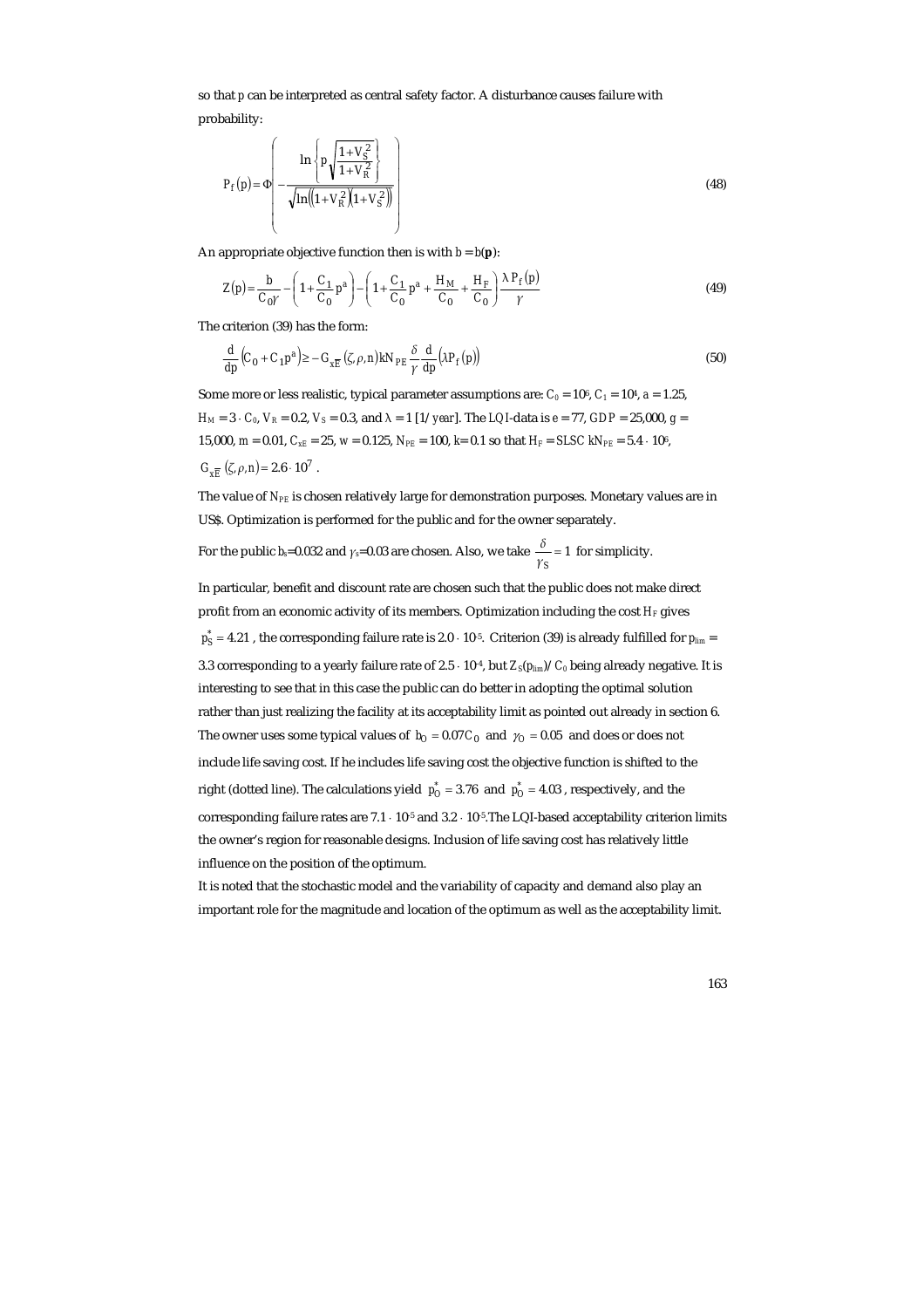so that p can be interpreted as central safety factor. A disturbance causes failure with probability:

$$P_f(p) = \Phi\left( -\frac{\ln\left\{ p\sqrt{\frac{1+V_S^2}{1+V_R^2}} \right\}}{\sqrt{\ln\left((1+V_R^2)(1+V_S^2)\right)}} \right) \tag{48}$$

An appropriate objective function then is with $b = b(\mathbf{p})$:

$$Z(p) = \frac{b}{C_0 \gamma} - \left(1 + \frac{C_1}{C_0} p^a\right) - \left(1 + \frac{C_1}{C_0} p^a + \frac{H_M}{C_0} + \frac{H_F}{C_0}\right) \frac{\lambda P_f(p)}{\gamma} \tag{49}$$

The criterion (39) has the form:

$$\frac{d}{dp}\left(C_0 + C_1 p^a\right) \geq -G_{x\overline{E}}(\zeta,\rho,n) k N_{PE} \frac{\delta}{\gamma} \frac{d}{dp}\left(\lambda P_f(p)\right) \tag{50}$$

Some more or less realistic, typical parameter assumptions are: $C_0 = 10^6$, $C_1 = 10^4$, $a = 1.25$, $H_M = 3 \cdot C_0$, $V_R = 0.2$, $V_S = 0.3$, and $\lambda = 1$ [1/year]. The LQI-data is $e = 77$, $GDP = 25{,}000$, $g = 15{,}000$, $m = 0.01$, $C_{xE} = 25$, $w = 0.125$, $N_{PE} = 100$, $k = 0.1$ so that $H_F = SLSC\ kN_{PE} = 5.4 \cdot 10^6$, $G_{x\overline{E}}(\zeta,\rho,n) = 2.6 \cdot 10^7$.

The value of $N_{PE}$ is chosen relatively large for demonstration purposes. Monetary values are in US$. Optimization is performed for the public and for the owner separately.

For the public $b_s$=0.032 and $\gamma_s$=0.03 are chosen. Also, we take $\frac{\delta}{\gamma_S} = 1$ for simplicity.

In particular, benefit and discount rate are chosen such that the public does not make direct profit from an economic activity of its members. Optimization including the cost $H_F$ gives $p_S^* = 4.21$, the corresponding failure rate is $2.0 \cdot 10^{-5}$. Criterion (39) is already fulfilled for $p_{lim}$ = 3.3 corresponding to a yearly failure rate of $2.5 \cdot 10^{-4}$, but $Z_S(p_{lim})/C_0$ being already negative. It is interesting to see that in this case the public can do better in adopting the optimal solution rather than just realizing the facility at its acceptability limit as pointed out already in section 6. The owner uses some typical values of $b_O = 0.07C_0$ and $\gamma_O = 0.05$ and does or does not include life saving cost. If he includes life saving cost the objective function is shifted to the right (dotted line). The calculations yield $p_O^* = 3.76$ and $p_O^* = 4.03$, respectively, and the corresponding failure rates are $7.1 \cdot 10^{-5}$ and $3.2 \cdot 10^{-5}$.The LQI-based acceptability criterion limits the owner's region for reasonable designs. Inclusion of life saving cost has relatively little influence on the position of the optimum.

It is noted that the stochastic model and the variability of capacity and demand also play an important role for the magnitude and location of the optimum as well as the acceptability limit.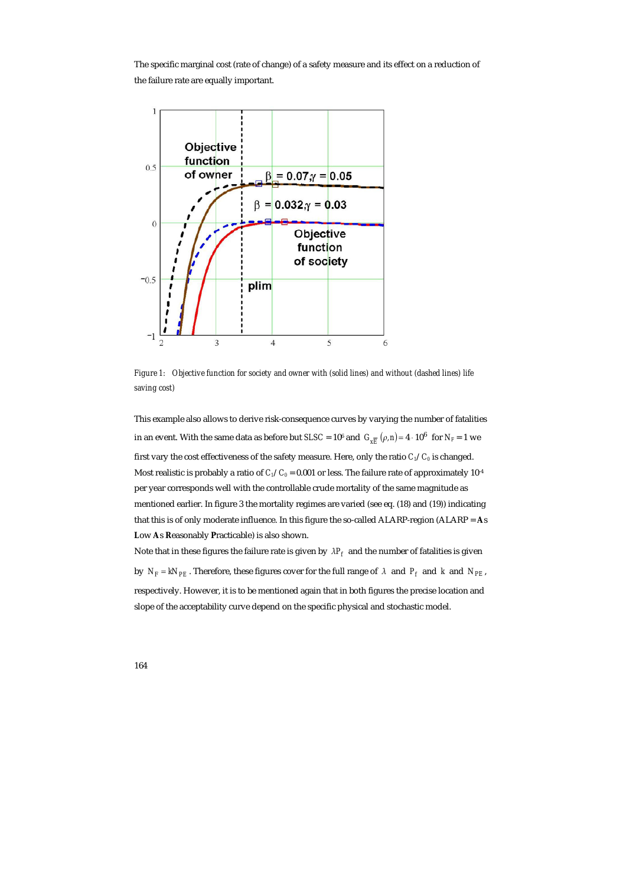The specific marginal cost (rate of change) of a safety measure and its effect on a reduction of the failure rate are equally important.

*Figure 1: Objective function for society and owner with (solid lines) and without (dashed lines) life saving cost)*

This example also allows to derive risk-consequence curves by varying the number of fatalities in an event. With the same data as before but $SLSC = 10^6$ and $G_{x\overline{E}}(\rho, n) = 4 \cdot 10^6$ for $N_F = 1$ we first vary the cost effectiveness of the safety measure. Here, only the ratio $C_1/C_0$ is changed. Most realistic is probably a ratio of $C_1/C_0 = 0.001$ or less. The failure rate of approximately $10^{-4}$ per year corresponds well with the controllable crude mortality of the same magnitude as mentioned earlier. In figure 3 the mortality regimes are varied (see eq. (18) and (19)) indicating that this is of only moderate influence. In this figure the so-called ALARP-region (ALARP = **A**s **L**ow **A**s **R**easonably **P**racticable) is also shown.

Note that in these figures the failure rate is given by $\lambda P_f$ and the number of fatalities is given by $N_F = kN_{PE}$. Therefore, these figures cover for the full range of $\lambda$ and $P_f$ and $k$ and $N_{PE}$, respectively. However, it is to be mentioned again that in both figures the precise location and slope of the acceptability curve depend on the specific physical and stochastic model.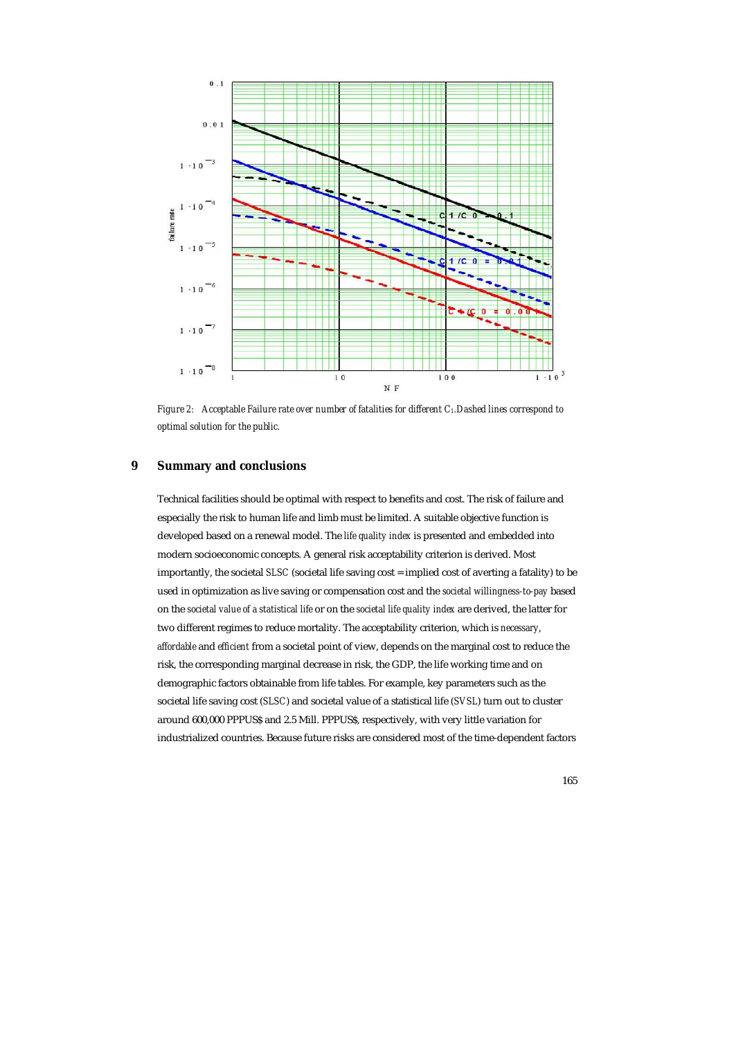*Figure 2: Acceptable Failure rate over number of fatalities for different $C_1$. Dashed lines correspond to optimal solution for the public.*

## 9 Summary and conclusions

Technical facilities should be optimal with respect to benefits and cost. The risk of failure and especially the risk to human life and limb must be limited. A suitable objective function is developed based on a renewal model. The *life quality index* is presented and embedded into modern socioeconomic concepts. A general risk acceptability criterion is derived. Most importantly, the societal *SLSC* (societal life saving cost = implied cost of averting a fatality) to be used in optimization as live saving or compensation cost and the *societal willingness-to-pay* based on the *societal value of a statistical life* or on the *societal life quality index* are derived, the latter for two different regimes to reduce mortality. The acceptability criterion, which is *necessary*, *affordable* and *efficient* from a societal point of view, depends on the marginal cost to reduce the risk, the corresponding marginal decrease in risk, the GDP, the life working time and on demographic factors obtainable from life tables. For example, key parameters such as the societal life saving cost (*SLSC*) and societal value of a statistical life (*SVSL*) turn out to cluster around 600,000 PPPUS$ and 2.5 Mill. PPPUS$, respectively, with very little variation for industrialized countries. Because future risks are considered most of the time-dependent factors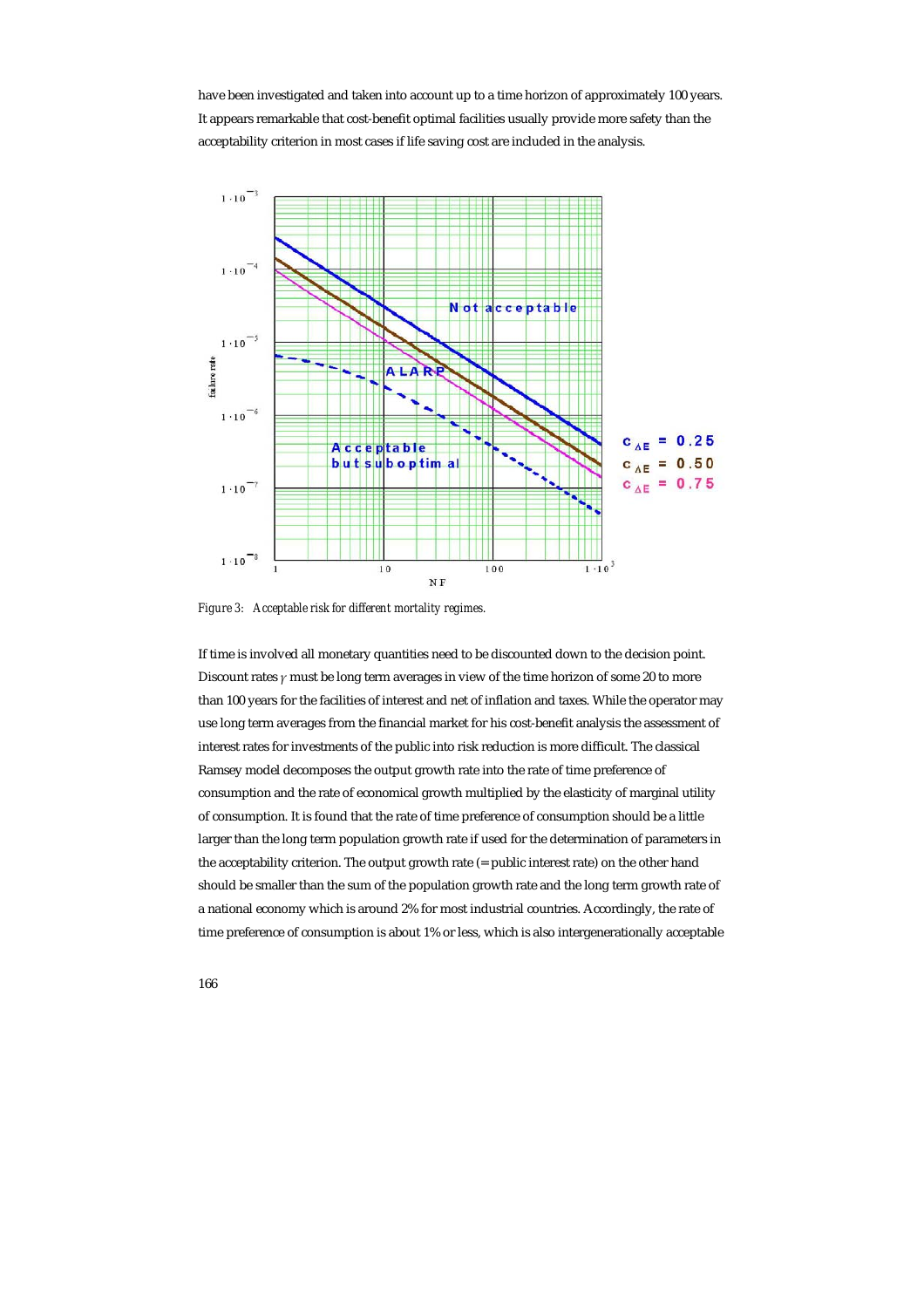have been investigated and taken into account up to a time horizon of approximately 100 years. It appears remarkable that cost-benefit optimal facilities usually provide more safety than the acceptability criterion in most cases if life saving cost are included in the analysis.

*Figure 3: Acceptable risk for different mortality regimes.*

If time is involved all monetary quantities need to be discounted down to the decision point. Discount rates $\gamma$ must be long term averages in view of the time horizon of some 20 to more than 100 years for the facilities of interest and net of inflation and taxes. While the operator may use long term averages from the financial market for his cost-benefit analysis the assessment of interest rates for investments of the public into risk reduction is more difficult. The classical Ramsey model decomposes the output growth rate into the rate of time preference of consumption and the rate of economical growth multiplied by the elasticity of marginal utility of consumption. It is found that the rate of time preference of consumption should be a little larger than the long term population growth rate if used for the determination of parameters in the acceptability criterion. The output growth rate (= public interest rate) on the other hand should be smaller than the sum of the population growth rate and the long term growth rate of a national economy which is around 2% for most industrial countries. Accordingly, the rate of time preference of consumption is about 1% or less, which is also intergenerationally acceptable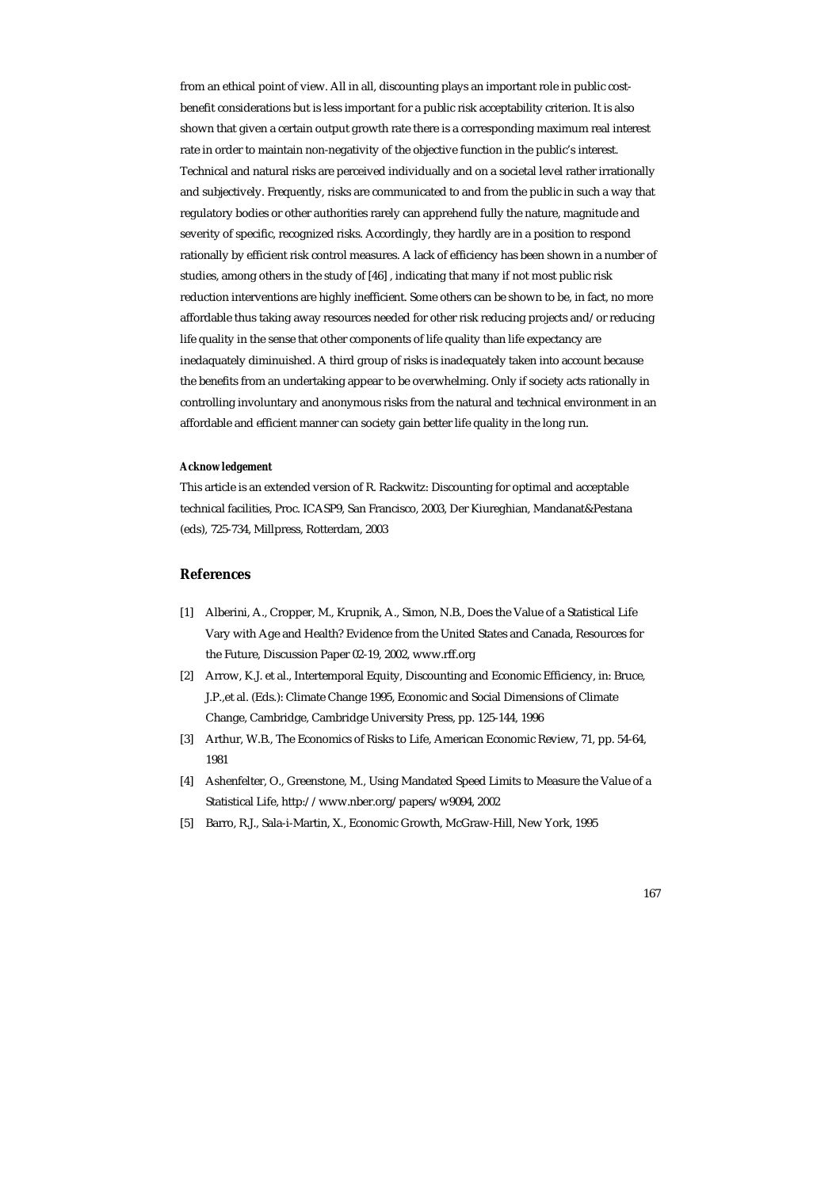from an ethical point of view. All in all, discounting plays an important role in public cost-benefit considerations but is less important for a public risk acceptability criterion. It is also shown that given a certain output growth rate there is a corresponding maximum real interest rate in order to maintain non-negativity of the objective function in the public's interest. Technical and natural risks are perceived individually and on a societal level rather irrationally and subjectively. Frequently, risks are communicated to and from the public in such a way that regulatory bodies or other authorities rarely can apprehend fully the nature, magnitude and severity of specific, recognized risks. Accordingly, they hardly are in a position to respond rationally by efficient risk control measures. A lack of efficiency has been shown in a number of studies, among others in the study of [46] , indicating that many if not most public risk reduction interventions are highly inefficient. Some others can be shown to be, in fact, no more affordable thus taking away resources needed for other risk reducing projects and/or reducing life quality in the sense that other components of life quality than life expectancy are inedaquately diminuished. A third group of risks is inadequately taken into account because the benefits from an undertaking appear to be overwhelming. Only if society acts rationally in controlling involuntary and anonymous risks from the natural and technical environment in an affordable and efficient manner can society gain better life quality in the long run.

**Acknowledgement**

This article is an extended version of R. Rackwitz: Discounting for optimal and acceptable technical facilities, Proc. ICASP9, San Francisco, 2003, Der Kiureghian, Mandanat&Pestana (eds), 725-734, Millpress, Rotterdam, 2003

## References

[1] Alberini, A., Cropper, M., Krupnik, A., Simon, N.B., Does the Value of a Statistical Life Vary with Age and Health? Evidence from the United States and Canada, Resources for the Future, Discussion Paper 02-19, 2002, www.rff.org

[2] Arrow, K.J. et al., Intertemporal Equity, Discounting and Economic Efficiency, in: Bruce, J.P.,et al. (Eds.): Climate Change 1995, Economic and Social Dimensions of Climate Change, Cambridge, Cambridge University Press, pp. 125-144, 1996

[3] Arthur, W.B., The Economics of Risks to Life, American Economic Review, 71, pp. 54-64, 1981

[4] Ashenfelter, O., Greenstone, M., Using Mandated Speed Limits to Measure the Value of a Statistical Life, http://www.nber.org/papers/w9094, 2002

[5] Barro, R.J., Sala-i-Martin, X., Economic Growth, McGraw-Hill, New York, 1995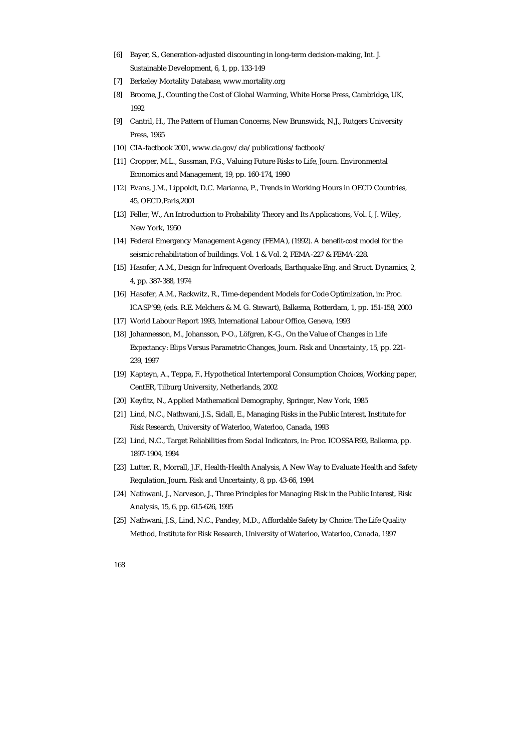[6] Bayer, S., Generation-adjusted discounting in long-term decision-making, Int. J. Sustainable Development, 6, 1, pp. 133-149

[7] Berkeley Mortality Database, www.mortality.org

[8] Broome, J., Counting the Cost of Global Warming, White Horse Press, Cambridge, UK, 1992

[9] Cantril, H., The Pattern of Human Concerns, New Brunswick, N.J., Rutgers University Press, 1965

[10] CIA-factbook 2001, www.cia.gov/cia/publications/factbook/

[11] Cropper, M.L., Sussman, F.G., Valuing Future Risks to Life, Journ. Environmental Economics and Management, 19, pp. 160-174, 1990

[12] Evans, J.M., Lippoldt, D.C. Marianna, P., Trends in Working Hours in OECD Countries, 45, OECD,Paris,2001

[13] Feller, W., An Introduction to Probability Theory and Its Applications, Vol. I, J. Wiley, New York, 1950

[14] Federal Emergency Management Agency (FEMA), (1992). A benefit-cost model for the seismic rehabilitation of buildings. Vol. 1 & Vol. 2, FEMA-227 & FEMA-228.

[15] Hasofer, A.M., Design for Infrequent Overloads, Earthquake Eng. and Struct. Dynamics, 2, 4, pp. 387-388, 1974

[16] Hasofer, A.M., Rackwitz, R., Time-dependent Models for Code Optimization, in: Proc. ICASP'99, (eds. R.E. Melchers & M. G. Stewart), Balkema, Rotterdam, 1, pp. 151-158, 2000

[17] World Labour Report 1993, International Labour Office, Geneva, 1993

[18] Johannesson, M., Johansson, P-O., Löfgren, K-G., On the Value of Changes in Life Expectancy: Blips Versus Parametric Changes, Journ. Risk and Uncertainty, 15, pp. 221-239, 1997

[19] Kapteyn, A., Teppa, F., Hypothetical Intertemporal Consumption Choices, Working paper, CentER, Tilburg University, Netherlands, 2002

[20] Keyfitz, N., Applied Mathematical Demography, Springer, New York, 1985

[21] Lind, N.C., Nathwani, J.S., Sidall, E., Managing Risks in the Public Interest, Institute for Risk Research, University of Waterloo, Waterloo, Canada, 1993

[22] Lind, N.C., Target Reliabilities from Social Indicators, in: Proc. ICOSSAR93, Balkema, pp. 1897-1904, 1994

[23] Lutter, R., Morrall, J.F., Health-Health Analysis, A New Way to Evaluate Health and Safety Regulation, Journ. Risk and Uncertainty, 8, pp. 43-66, 1994

[24] Nathwani, J., Narveson, J., Three Principles for Managing Risk in the Public Interest, Risk Analysis, 15, 6, pp. 615-626, 1995

[25] Nathwani, J.S., Lind, N.C., Pandey, M.D., Affordable Safety by Choice: The Life Quality Method, Institute for Risk Research, University of Waterloo, Waterloo, Canada, 1997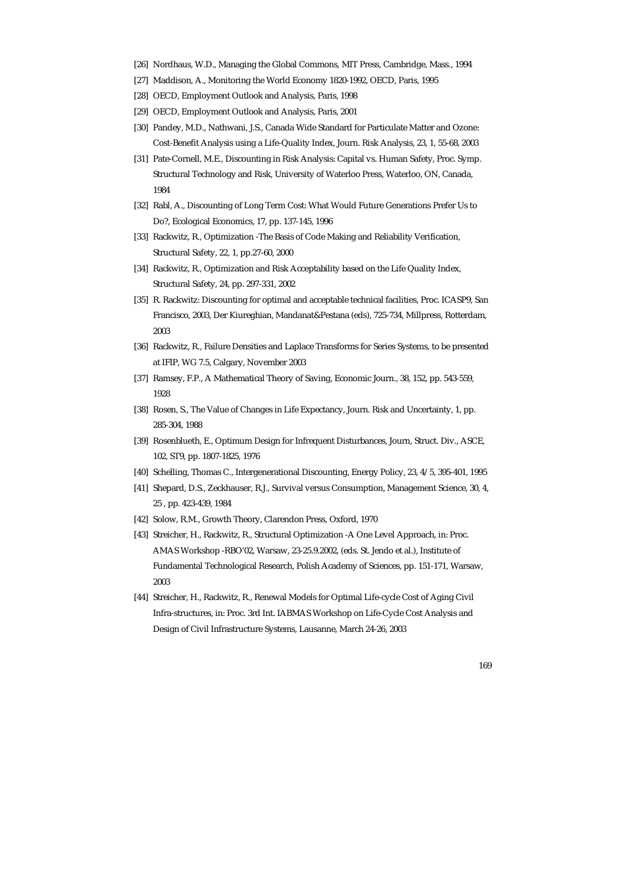[26] Nordhaus, W.D., Managing the Global Commons, MIT Press, Cambridge, Mass., 1994

[27] Maddison, A., Monitoring the World Economy 1820-1992, OECD, Paris, 1995

[28] OECD, Employment Outlook and Analysis, Paris, 1998

[29] OECD, Employment Outlook and Analysis, Paris, 2001

[30] Pandey, M.D., Nathwani, J.S., Canada Wide Standard for Particulate Matter and Ozone: Cost-Benefit Analysis using a Life-Quality Index, Journ. Risk Analysis, 23, 1, 55-68, 2003

[31] Pate-Cornell, M.E., Discounting in Risk Analysis: Capital vs. Human Safety, Proc. Symp. Structural Technology and Risk, University of Waterloo Press, Waterloo, ON, Canada, 1984

[32] Rabl, A., Discounting of Long Term Cost: What Would Future Generations Prefer Us to Do?, Ecological Economics, 17, pp. 137-145, 1996

[33] Rackwitz, R., Optimization -The Basis of Code Making and Reliability Verification, Structural Safety, 22, 1, pp.27-60, 2000

[34] Rackwitz, R., Optimization and Risk Acceptability based on the Life Quality Index, Structural Safety, 24, pp. 297-331, 2002

[35] R. Rackwitz: Discounting for optimal and acceptable technical facilities, Proc. ICASP9, San Francisco, 2003, Der Kiureghian, Mandanat&Pestana (eds), 725-734, Millpress, Rotterdam, 2003

[36] Rackwitz, R., Failure Densities and Laplace Transforms for Series Systems, to be presented at IFIP, WG 7.5, Calgary, November 2003

[37] Ramsey, F.P., A Mathematical Theory of Saving, Economic Journ., 38, 152, pp. 543-559, 1928

[38] Rosen, S., The Value of Changes in Life Expectancy, Journ. Risk and Uncertainty, 1, pp. 285-304, 1988

[39] Rosenblueth, E., Optimum Design for Infrequent Disturbances, Journ, Struct. Div., ASCE, 102, ST9, pp. 1807-1825, 1976

[40] Schelling, Thomas C., Intergenerational Discounting, Energy Policy, 23, 4/5, 395-401, 1995

[41] Shepard, D.S., Zeckhauser, R.J., Survival versus Consumption, Management Science, 30, 4, 25 , pp. 423-439, 1984

[42] Solow, R.M., Growth Theory, Clarendon Press, Oxford, 1970

[43] Streicher, H., Rackwitz, R., Structural Optimization -A One Level Approach, in: Proc. AMAS Workshop -RBO'02, Warsaw, 23-25.9.2002, (eds. St. Jendo et al.), Institute of Fundamental Technological Research, Polish Academy of Sciences, pp. 151-171, Warsaw, 2003

[44] Streicher, H., Rackwitz, R., Renewal Models for Optimal Life-cycle Cost of Aging Civil Infra-structures, in: Proc. 3rd Int. IABMAS Workshop on Life-Cycle Cost Analysis and Design of Civil Infrastructure Systems, Lausanne, March 24-26, 2003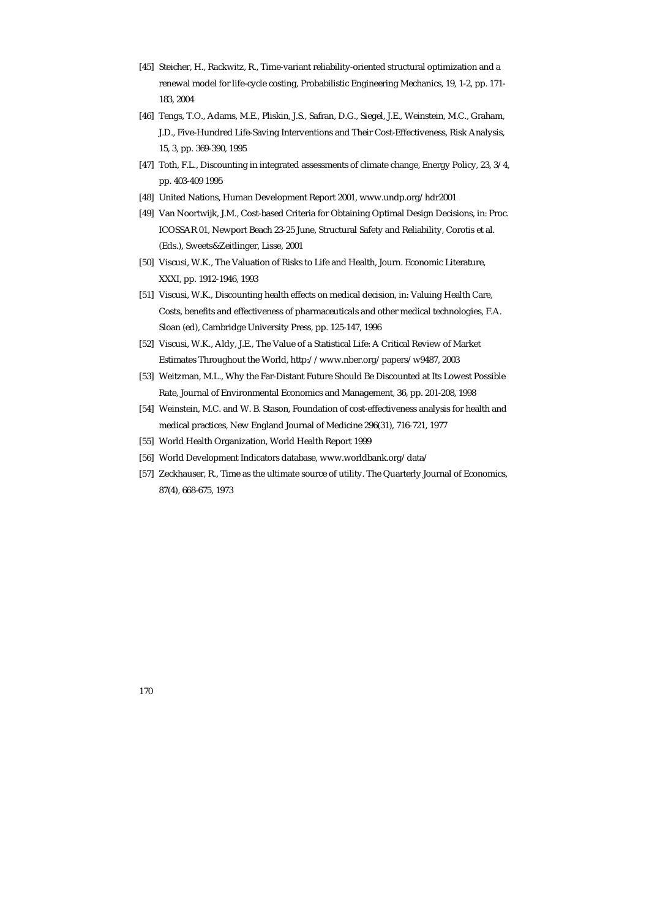[45] Steicher, H., Rackwitz, R., Time-variant reliability-oriented structural optimization and a renewal model for life-cycle costing, Probabilistic Engineering Mechanics, 19, 1-2, pp. 171-183, 2004

[46] Tengs, T.O., Adams, M.E., Pliskin, J.S., Safran, D.G., Siegel, J.E., Weinstein, M.C., Graham, J.D., Five-Hundred Life-Saving Interventions and Their Cost-Effectiveness, Risk Analysis, 15, 3, pp. 369-390, 1995

[47] Toth, F.L., Discounting in integrated assessments of climate change, Energy Policy, 23, 3/4, pp. 403-409 1995

[48] United Nations, Human Development Report 2001, www.undp.org/hdr2001

[49] Van Noortwijk, J.M., Cost-based Criteria for Obtaining Optimal Design Decisions, in: Proc. ICOSSAR 01, Newport Beach 23-25 June, Structural Safety and Reliability, Corotis et al. (Eds.), Sweets&Zeitlinger, Lisse, 2001

[50] Viscusi, W.K., The Valuation of Risks to Life and Health, Journ. Economic Literature, XXXI, pp. 1912-1946, 1993

[51] Viscusi, W.K., Discounting health effects on medical decision, in: Valuing Health Care, Costs, benefits and effectiveness of pharmaceuticals and other medical technologies, F.A. Sloan (ed), Cambridge University Press, pp. 125-147, 1996

[52] Viscusi, W.K., Aldy, J.E., The Value of a Statistical Life: A Critical Review of Market Estimates Throughout the World, http://www.nber.org/papers/w9487, 2003

[53] Weitzman, M.L., Why the Far-Distant Future Should Be Discounted at Its Lowest Possible Rate, Journal of Environmental Economics and Management, 36, pp. 201-208, 1998

[54] Weinstein, M.C. and W. B. Stason, Foundation of cost-effectiveness analysis for health and medical practices, New England Journal of Medicine 296(31), 716-721, 1977

[55] World Health Organization, World Health Report 1999

[56] World Development Indicators database, www.worldbank.org/data/

[57] Zeckhauser, R., Time as the ultimate source of utility. The Quarterly Journal of Economics, 87(4), 668-675, 1973